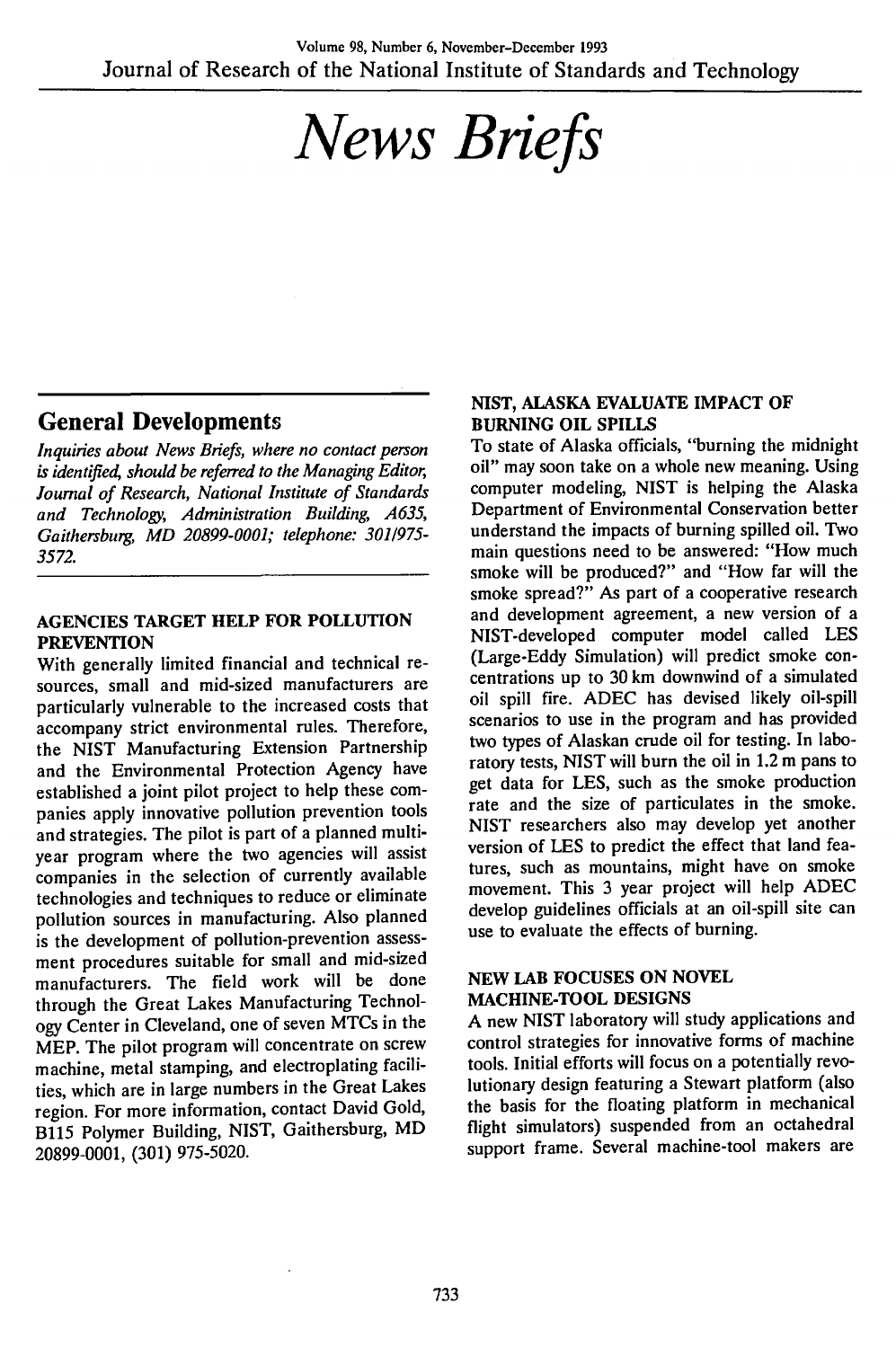# News Briefs

## General Developments

*Inquiries about News Briefs, where no contact person is identified, should be referred to the Managing Editor, Journal of Research, National Institute of Standards and Technology, Administration Building, A635, Gaithersburg, MD 20899-0001; telephone: 301/975-3572.*

### AGENCIES TARGET HELP FOR POLLUTION PREVENTION

With generally limited financial and technical resources, small and mid-sized manufacturers are particularly vulnerable to the increased costs that accompany strict environmental rules. Therefore, the NIST Manufacturing Extension Partnership and the Environmental Protection Agency have established a joint pilot project to help these companies apply innovative pollution prevention tools and strategies. The pilot is part of a planned multi-year program where the two agencies will assist companies in the selection of currently available technologies and techniques to reduce or eliminate pollution sources in manufacturing. Also planned is the development of pollution-prevention assessment procedures suitable for small and mid-sized manufacturers. The field work will be done through the Great Lakes Manufacturing Technology Center in Cleveland, one of seven MTCs in the MEP. The pilot program will concentrate on screw machine, metal stamping, and electroplating facilities, which are in large numbers in the Great Lakes region. For more information, contact David Gold, B115 Polymer Building, NIST, Gaithersburg, MD 20899-0001, (301) 975-5020.

### NIST, ALASKA EVALUATE IMPACT OF BURNING OIL SPILLS

To state of Alaska officials, "burning the midnight oil" may soon take on a whole new meaning. Using computer modeling, NIST is helping the Alaska Department of Environmental Conservation better understand the impacts of burning spilled oil. Two main questions need to be answered: "How much smoke will be produced?" and "How far will the smoke spread?" As part of a cooperative research and development agreement, a new version of a NIST-developed computer model called LES (Large-Eddy Simulation) will predict smoke concentrations up to 30 km downwind of a simulated oil spill fire. ADEC has devised likely oil-spill scenarios to use in the program and has provided two types of Alaskan crude oil for testing. In laboratory tests, NIST will burn the oil in 1.2 m pans to get data for LES, such as the smoke production rate and the size of particulates in the smoke. NIST researchers also may develop yet another version of LES to predict the effect that land features, such as mountains, might have on smoke movement. This 3 year project will help ADEC develop guidelines officials at an oil-spill site can use to evaluate the effects of burning.

### NEW LAB FOCUSES ON NOVEL MACHINE-TOOL DESIGNS

A new NIST laboratory will study applications and control strategies for innovative forms of machine tools. Initial efforts will focus on a potentially revolutionary design featuring a Stewart platform (also the basis for the floating platform in mechanical flight simulators) suspended from an octahedral support frame. Several machine-tool makers are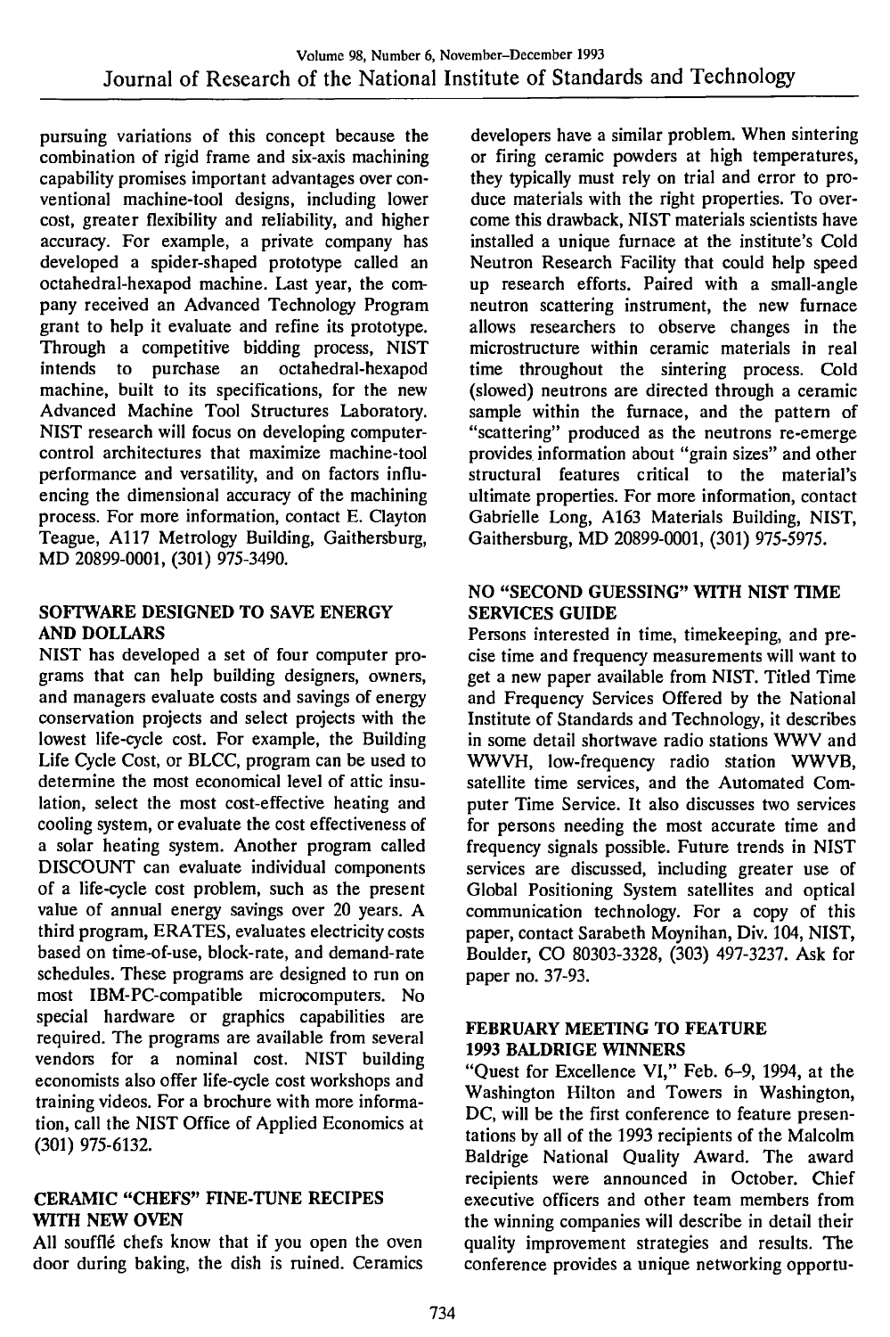pursuing variations of this concept because the combination of rigid frame and six-axis machining capability promises important advantages over conventional machine-tool designs, including lower cost, greater flexibility and reliability, and higher accuracy. For example, a private company has developed a spider-shaped prototype called an octahedral-hexapod machine. Last year, the company received an Advanced Technology Program grant to help it evaluate and refine its prototype. Through a competitive bidding process, NIST intends to purchase an octahedral-hexapod machine, built to its specifications, for the new Advanced Machine Tool Structures Laboratory. NIST research will focus on developing computer-control architectures that maximize machine-tool performance and versatility, and on factors influencing the dimensional accuracy of the machining process. For more information, contact E. Clayton Teague, A117 Metrology Building, Gaithersburg, MD 20899-0001, (301) 975-3490.

### SOFTWARE DESIGNED TO SAVE ENERGY AND DOLLARS

NIST has developed a set of four computer programs that can help building designers, owners, and managers evaluate costs and savings of energy conservation projects and select projects with the lowest life-cycle cost. For example, the Building Life Cycle Cost, or BLCC, program can be used to determine the most economical level of attic insulation, select the most cost-effective heating and cooling system, or evaluate the cost effectiveness of a solar heating system. Another program called DISCOUNT can evaluate individual components of a life-cycle cost problem, such as the present value of annual energy savings over 20 years. A third program, ERATES, evaluates electricity costs based on time-of-use, block-rate, and demand-rate schedules. These programs are designed to run on most IBM-PC-compatible microcomputers. No special hardware or graphics capabilities are required. The programs are available from several vendors for a nominal cost. NIST building economists also offer life-cycle cost workshops and training videos. For a brochure with more information, call the NIST Office of Applied Economics at (301) 975-6132.

### CERAMIC "CHEFS" FINE-TUNE RECIPES WITH NEW OVEN

All soufflé chefs know that if you open the oven door during baking, the dish is ruined. Ceramics developers have a similar problem. When sintering or firing ceramic powders at high temperatures, they typically must rely on trial and error to produce materials with the right properties. To overcome this drawback, NIST materials scientists have installed a unique furnace at the institute's Cold Neutron Research Facility that could help speed up research efforts. Paired with a small-angle neutron scattering instrument, the new furnace allows researchers to observe changes in the microstructure within ceramic materials in real time throughout the sintering process. Cold (slowed) neutrons are directed through a ceramic sample within the furnace, and the pattern of "scattering" produced as the neutrons re-emerge provides information about "grain sizes" and other structural features critical to the material's ultimate properties. For more information, contact Gabrielle Long, A163 Materials Building, NIST, Gaithersburg, MD 20899-0001, (301) 975-5975.

### NO "SECOND GUESSING" WITH NIST TIME SERVICES GUIDE

Persons interested in time, timekeeping, and precise time and frequency measurements will want to get a new paper available from NIST. Titled Time and Frequency Services Offered by the National Institute of Standards and Technology, it describes in some detail shortwave radio stations WWV and WWVH, low-frequency radio station WWVB, satellite time services, and the Automated Computer Time Service. It also discusses two services for persons needing the most accurate time and frequency signals possible. Future trends in NIST services are discussed, including greater use of Global Positioning System satellites and optical communication technology. For a copy of this paper, contact Sarabeth Moynihan, Div. 104, NIST, Boulder, CO 80303-3328, (303) 497-3237. Ask for paper no. 37-93.

### FEBRUARY MEETING TO FEATURE 1993 BALDRIGE WINNERS

"Quest for Excellence VI," Feb. 6–9, 1994, at the Washington Hilton and Towers in Washington, DC, will be the first conference to feature presentations by all of the 1993 recipients of the Malcolm Baldrige National Quality Award. The award recipients were announced in October. Chief executive officers and other team members from the winning companies will describe in detail their quality improvement strategies and results. The conference provides a unique networking opportu-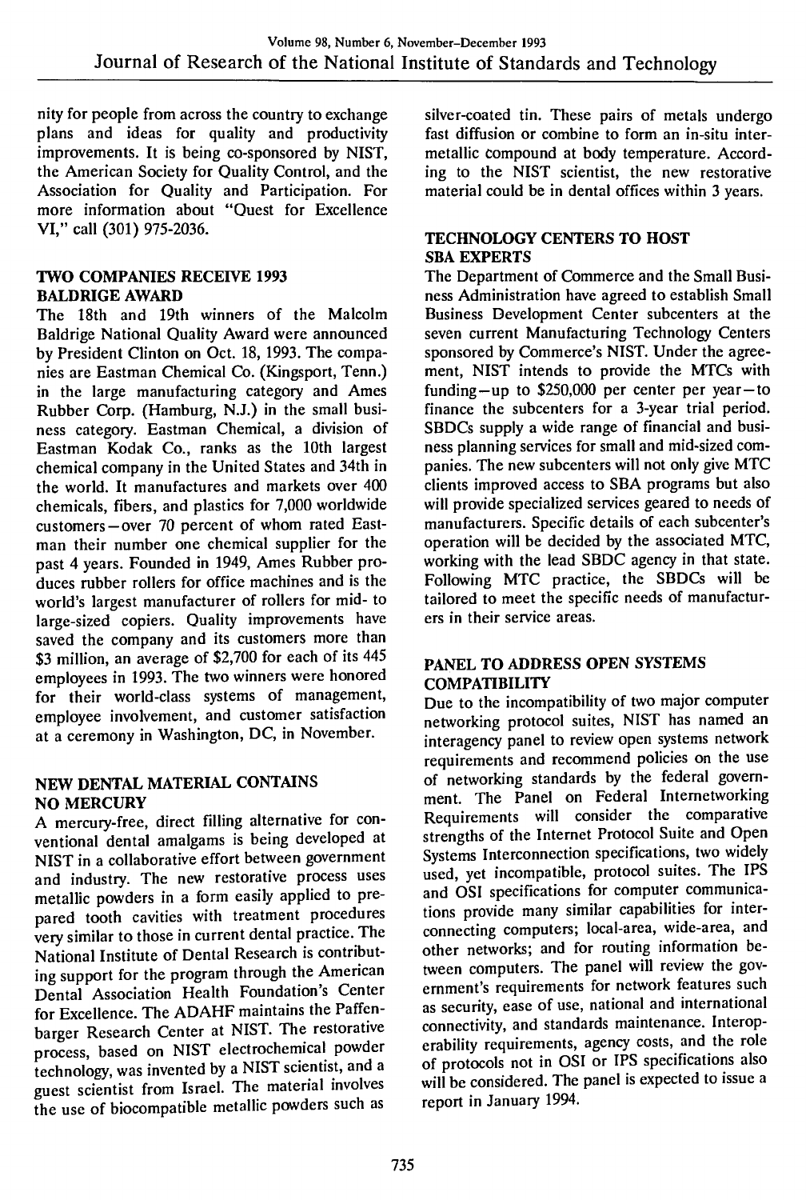nity for people from across the country to exchange plans and ideas for quality and productivity improvements. It is being co-sponsored by NIST, the American Society for Quality Control, and the Association for Quality and Participation. For more information about "Quest for Excellence VI," call (301) 975-2036.

## TWO COMPANIES RECEIVE 1993 BALDRIGE AWARD

The 18th and 19th winners of the Malcolm Baldrige National Quality Award were announced by President Clinton on Oct. 18, 1993. The companies are Eastman Chemical Co. (Kingsport, Tenn.) in the large manufacturing category and Ames Rubber Corp. (Hamburg, N.J.) in the small business category. Eastman Chemical, a division of Eastman Kodak Co., ranks as the 10th largest chemical company in the United States and 34th in the world. It manufactures and markets over 400 chemicals, fibers, and plastics for 7,000 worldwide customers—over 70 percent of whom rated Eastman their number one chemical supplier for the past 4 years. Founded in 1949, Ames Rubber produces rubber rollers for office machines and is the world's largest manufacturer of rollers for mid- to large-sized copiers. Quality improvements have saved the company and its customers more than $3 million, an average of $2,700 for each of its 445 employees in 1993. The two winners were honored for their world-class systems of management, employee involvement, and customer satisfaction at a ceremony in Washington, DC, in November.

## NEW DENTAL MATERIAL CONTAINS NO MERCURY

A mercury-free, direct filling alternative for conventional dental amalgams is being developed at NIST in a collaborative effort between government and industry. The new restorative process uses metallic powders in a form easily applied to prepared tooth cavities with treatment procedures very similar to those in current dental practice. The National Institute of Dental Research is contributing support for the program through the American Dental Association Health Foundation's Center for Excellence. The ADAHF maintains the Paffenbarger Research Center at NIST. The restorative process, based on NIST electrochemical powder technology, was invented by a NIST scientist, and a guest scientist from Israel. The material involves the use of biocompatible metallic powders such as silver-coated tin. These pairs of metals undergo fast diffusion or combine to form an in-situ intermetallic compound at body temperature. According to the NIST scientist, the new restorative material could be in dental offices within 3 years.

## TECHNOLOGY CENTERS TO HOST SBA EXPERTS

The Department of Commerce and the Small Business Administration have agreed to establish Small Business Development Center subcenters at the seven current Manufacturing Technology Centers sponsored by Commerce's NIST. Under the agreement, NIST intends to provide the MTCs with funding—up to $250,000 per center per year—to finance the subcenters for a 3-year trial period. SBDCs supply a wide range of financial and business planning services for small and mid-sized companies. The new subcenters will not only give MTC clients improved access to SBA programs but also will provide specialized services geared to needs of manufacturers. Specific details of each subcenter's operation will be decided by the associated MTC, working with the lead SBDC agency in that state. Following MTC practice, the SBDCs will be tailored to meet the specific needs of manufacturers in their service areas.

## PANEL TO ADDRESS OPEN SYSTEMS COMPATIBILITY

Due to the incompatibility of two major computer networking protocol suites, NIST has named an interagency panel to review open systems network requirements and recommend policies on the use of networking standards by the federal government. The Panel on Federal Internetworking Requirements will consider the comparative strengths of the Internet Protocol Suite and Open Systems Interconnection specifications, two widely used, yet incompatible, protocol suites. The IPS and OSI specifications for computer communications provide many similar capabilities for interconnecting computers; local-area, wide-area, and other networks; and for routing information between computers. The panel will review the government's requirements for network features such as security, ease of use, national and international connectivity, and standards maintenance. Interoperability requirements, agency costs, and the role of protocols not in OSI or IPS specifications also will be considered. The panel is expected to issue a report in January 1994.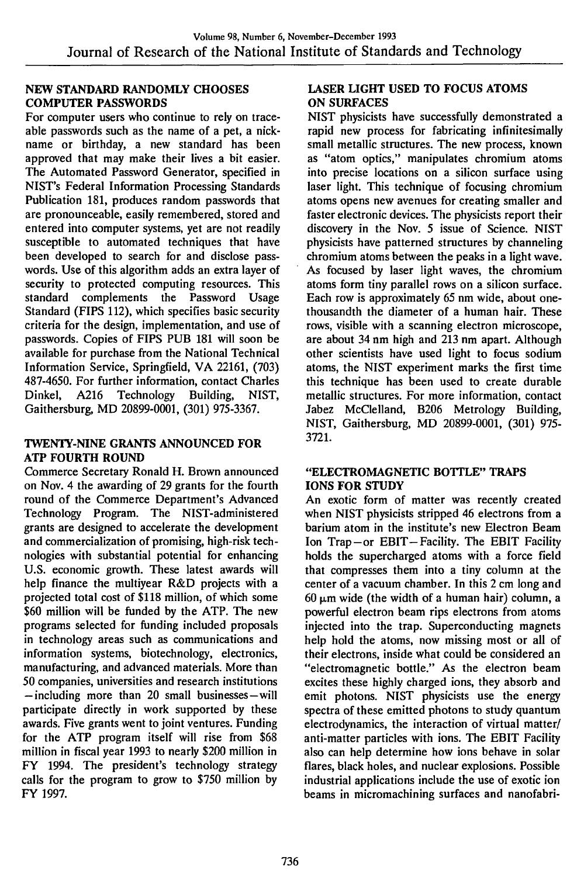## NEW STANDARD RANDOMLY CHOOSES COMPUTER PASSWORDS

For computer users who continue to rely on traceable passwords such as the name of a pet, a nickname or birthday, a new standard has been approved that may make their lives a bit easier. The Automated Password Generator, specified in NIST's Federal Information Processing Standards Publication 181, produces random passwords that are pronounceable, easily remembered, stored and entered into computer systems, yet are not readily susceptible to automated techniques that have been developed to search for and disclose passwords. Use of this algorithm adds an extra layer of security to protected computing resources. This standard complements the Password Usage Standard (FIPS 112), which specifies basic security criteria for the design, implementation, and use of passwords. Copies of FIPS PUB 181 will soon be available for purchase from the National Technical Information Service, Springfield, VA 22161, (703) 487-4650. For further information, contact Charles Dinkel, A216 Technology Building, NIST, Gaithersburg, MD 20899-0001, (301) 975-3367.

## TWENTY-NINE GRANTS ANNOUNCED FOR ATP FOURTH ROUND

Commerce Secretary Ronald H. Brown announced on Nov. 4 the awarding of 29 grants for the fourth round of the Commerce Department's Advanced Technology Program. The NIST-administered grants are designed to accelerate the development and commercialization of promising, high-risk technologies with substantial potential for enhancing U.S. economic growth. These latest awards will help finance the multiyear R&D projects with a projected total cost of $118 million, of which some $60 million will be funded by the ATP. The new programs selected for funding included proposals in technology areas such as communications and information systems, biotechnology, electronics, manufacturing, and advanced materials. More than 50 companies, universities and research institutions —including more than 20 small businesses—will participate directly in work supported by these awards. Five grants went to joint ventures. Funding for the ATP program itself will rise from $68 million in fiscal year 1993 to nearly $200 million in FY 1994. The president's technology strategy calls for the program to grow to $750 million by FY 1997.

## LASER LIGHT USED TO FOCUS ATOMS ON SURFACES

NIST physicists have successfully demonstrated a rapid new process for fabricating infinitesimally small metallic structures. The new process, known as "atom optics," manipulates chromium atoms into precise locations on a silicon surface using laser light. This technique of focusing chromium atoms opens new avenues for creating smaller and faster electronic devices. The physicists report their discovery in the Nov. 5 issue of Science. NIST physicists have patterned structures by channeling chromium atoms between the peaks in a light wave. As focused by laser light waves, the chromium atoms form tiny parallel rows on a silicon surface. Each row is approximately 65 nm wide, about one-thousandth the diameter of a human hair. These rows, visible with a scanning electron microscope, are about 34 nm high and 213 nm apart. Although other scientists have used light to focus sodium atoms, the NIST experiment marks the first time this technique has been used to create durable metallic structures. For more information, contact Jabez McClelland, B206 Metrology Building, NIST, Gaithersburg, MD 20899-0001, (301) 975-3721.

## "ELECTROMAGNETIC BOTTLE" TRAPS IONS FOR STUDY

An exotic form of matter was recently created when NIST physicists stripped 46 electrons from a barium atom in the institute's new Electron Beam Ion Trap—or EBIT—Facility. The EBIT Facility holds the supercharged atoms with a force field that compresses them into a tiny column at the center of a vacuum chamber. In this 2 cm long and 60 μm wide (the width of a human hair) column, a powerful electron beam rips electrons from atoms injected into the trap. Superconducting magnets help hold the atoms, now missing most or all of their electrons, inside what could be considered an "electromagnetic bottle." As the electron beam excites these highly charged ions, they absorb and emit photons. NIST physicists use the energy spectra of these emitted photons to study quantum electrodynamics, the interaction of virtual matter/anti-matter particles with ions. The EBIT Facility also can help determine how ions behave in solar flares, black holes, and nuclear explosions. Possible industrial applications include the use of exotic ion beams in micromachining surfaces and nanofabri-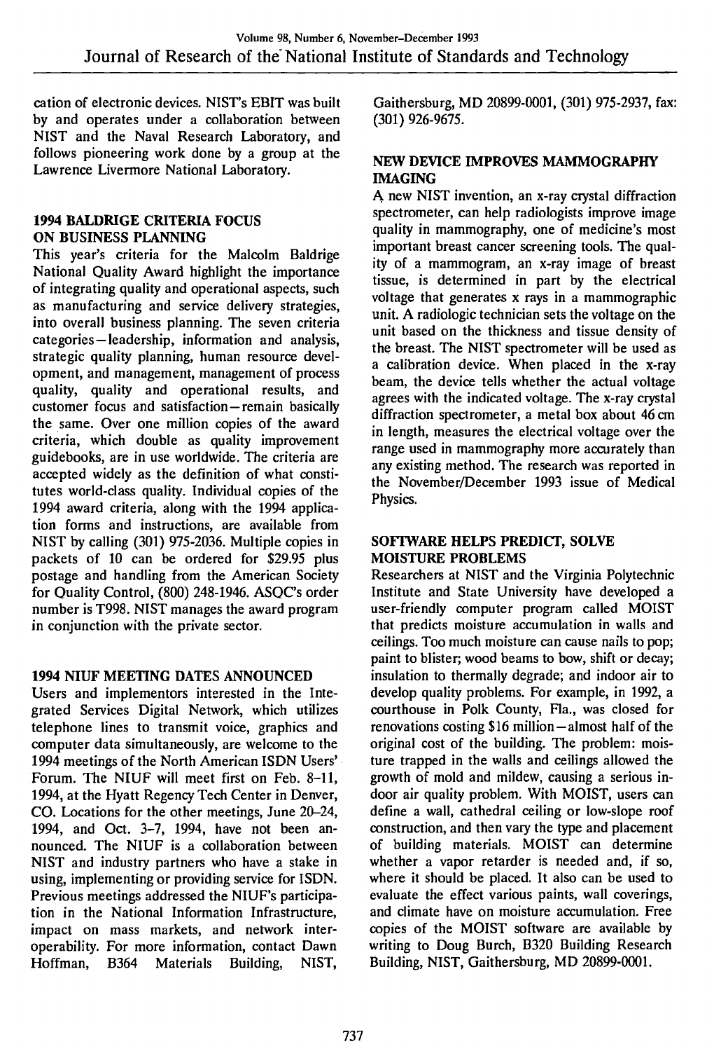cation of electronic devices. NIST's EBIT was built by and operates under a collaboration between NIST and the Naval Research Laboratory, and follows pioneering work done by a group at the Lawrence Livermore National Laboratory.

### 1994 BALDRIGE CRITERIA FOCUS ON BUSINESS PLANNING

This year's criteria for the Malcolm Baldrige National Quality Award highlight the importance of integrating quality and operational aspects, such as manufacturing and service delivery strategies, into overall business planning. The seven criteria categories—leadership, information and analysis, strategic quality planning, human resource development, and management, management of process quality, quality and operational results, and customer focus and satisfaction—remain basically the same. Over one million copies of the award criteria, which double as quality improvement guidebooks, are in use worldwide. The criteria are accepted widely as the definition of what constitutes world-class quality. Individual copies of the 1994 award criteria, along with the 1994 application forms and instructions, are available from NIST by calling (301) 975-2036. Multiple copies in packets of 10 can be ordered for $29.95 plus postage and handling from the American Society for Quality Control, (800) 248-1946. ASQC's order number is T998. NIST manages the award program in conjunction with the private sector.

### 1994 NIUF MEETING DATES ANNOUNCED

Users and implementors interested in the Integrated Services Digital Network, which utilizes telephone lines to transmit voice, graphics and computer data simultaneously, are welcome to the 1994 meetings of the North American ISDN Users' Forum. The NIUF will meet first on Feb. 8–11, 1994, at the Hyatt Regency Tech Center in Denver, CO. Locations for the other meetings, June 20–24, 1994, and Oct. 3–7, 1994, have not been announced. The NIUF is a collaboration between NIST and industry partners who have a stake in using, implementing or providing service for ISDN. Previous meetings addressed the NIUF's participation in the National Information Infrastructure, impact on mass markets, and network interoperability. For more information, contact Dawn Hoffman, B364 Materials Building, NIST, Gaithersburg, MD 20899-0001, (301) 975-2937, fax: (301) 926-9675.

### NEW DEVICE IMPROVES MAMMOGRAPHY IMAGING

A new NIST invention, an x-ray crystal diffraction spectrometer, can help radiologists improve image quality in mammography, one of medicine's most important breast cancer screening tools. The quality of a mammogram, an x-ray image of breast tissue, is determined in part by the electrical voltage that generates x rays in a mammographic unit. A radiologic technician sets the voltage on the unit based on the thickness and tissue density of the breast. The NIST spectrometer will be used as a calibration device. When placed in the x-ray beam, the device tells whether the actual voltage agrees with the indicated voltage. The x-ray crystal diffraction spectrometer, a metal box about 46 cm in length, measures the electrical voltage over the range used in mammography more accurately than any existing method. The research was reported in the November/December 1993 issue of Medical Physics.

### SOFTWARE HELPS PREDICT, SOLVE MOISTURE PROBLEMS

Researchers at NIST and the Virginia Polytechnic Institute and State University have developed a user-friendly computer program called MOIST that predicts moisture accumulation in walls and ceilings. Too much moisture can cause nails to pop; paint to blister; wood beams to bow, shift or decay; insulation to thermally degrade; and indoor air to develop quality problems. For example, in 1992, a courthouse in Polk County, Fla., was closed for renovations costing $16 million—almost half of the original cost of the building. The problem: moisture trapped in the walls and ceilings allowed the growth of mold and mildew, causing a serious indoor air quality problem. With MOIST, users can define a wall, cathedral ceiling or low-slope roof construction, and then vary the type and placement of building materials. MOIST can determine whether a vapor retarder is needed and, if so, where it should be placed. It also can be used to evaluate the effect various paints, wall coverings, and climate have on moisture accumulation. Free copies of the MOIST software are available by writing to Doug Burch, B320 Building Research Building, NIST, Gaithersburg, MD 20899-0001.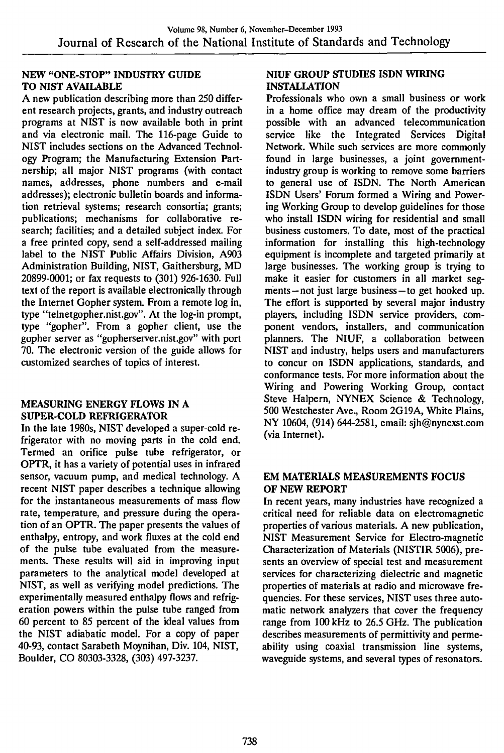## NEW "ONE-STOP" INDUSTRY GUIDE TO NIST AVAILABLE

A new publication describing more than 250 different research projects, grants, and industry outreach programs at NIST is now available both in print and via electronic mail. The 116-page Guide to NIST includes sections on the Advanced Technology Program; the Manufacturing Extension Partnership; all major NIST programs (with contact names, addresses, phone numbers and e-mail addresses); electronic bulletin boards and information retrieval systems; research consortia; grants; publications; mechanisms for collaborative research; facilities; and a detailed subject index. For a free printed copy, send a self-addressed mailing label to the NIST Public Affairs Division, A903 Administration Building, NIST, Gaithersburg, MD 20899-0001; or fax requests to (301) 926-1630. Full text of the report is available electronically through the Internet Gopher system. From a remote log in, type "telnetgopher.nist.gov". At the log-in prompt, type "gopher". From a gopher client, use the gopher server as "gopherserver.nist.gov" with port 70. The electronic version of the guide allows for customized searches of topics of interest.

## MEASURING ENERGY FLOWS IN A SUPER-COLD REFRIGERATOR

In the late 1980s, NIST developed a super-cold refrigerator with no moving parts in the cold end. Termed an orifice pulse tube refrigerator, or OPTR, it has a variety of potential uses in infrared sensor, vacuum pump, and medical technology. A recent NIST paper describes a technique allowing for the instantaneous measurements of mass flow rate, temperature, and pressure during the operation of an OPTR. The paper presents the values of enthalpy, entropy, and work fluxes at the cold end of the pulse tube evaluated from the measurements. These results will aid in improving input parameters to the analytical model developed at NIST, as well as verifying model predictions. The experimentally measured enthalpy flows and refrigeration powers within the pulse tube ranged from 60 percent to 85 percent of the ideal values from the NIST adiabatic model. For a copy of paper 40-93, contact Sarabeth Moynihan, Div. 104, NIST, Boulder, CO 80303-3328, (303) 497-3237.

## NIUF GROUP STUDIES ISDN WIRING INSTALLATION

Professionals who own a small business or work in a home office may dream of the productivity possible with an advanced telecommunication service like the Integrated Services Digital Network. While such services are more commonly found in large businesses, a joint government-industry group is working to remove some barriers to general use of ISDN. The North American ISDN Users' Forum formed a Wiring and Powering Working Group to develop guidelines for those who install ISDN wiring for residential and small business customers. To date, most of the practical information for installing this high-technology equipment is incomplete and targeted primarily at large businesses. The working group is trying to make it easier for customers in all market segments—not just large business—to get hooked up. The effort is supported by several major industry players, including ISDN service providers, component vendors, installers, and communication planners. The NIUF, a collaboration between NIST and industry, helps users and manufacturers to concur on ISDN applications, standards, and conformance tests. For more information about the Wiring and Powering Working Group, contact Steve Halpern, NYNEX Science & Technology, 500 Westchester Ave., Room 2G19A, White Plains, NY 10604, (914) 644-2581, email: sjh@nynexst.com (via Internet).

## EM MATERIALS MEASUREMENTS FOCUS OF NEW REPORT

In recent years, many industries have recognized a critical need for reliable data on electromagnetic properties of various materials. A new publication, NIST Measurement Service for Electro-magnetic Characterization of Materials (NISTIR 5006), presents an overview of special test and measurement services for characterizing dielectric and magnetic properties of materials at radio and microwave frequencies. For these services, NIST uses three automatic network analyzers that cover the frequency range from 100 kHz to 26.5 GHz. The publication describes measurements of permittivity and permeability using coaxial transmission line systems, waveguide systems, and several types of resonators.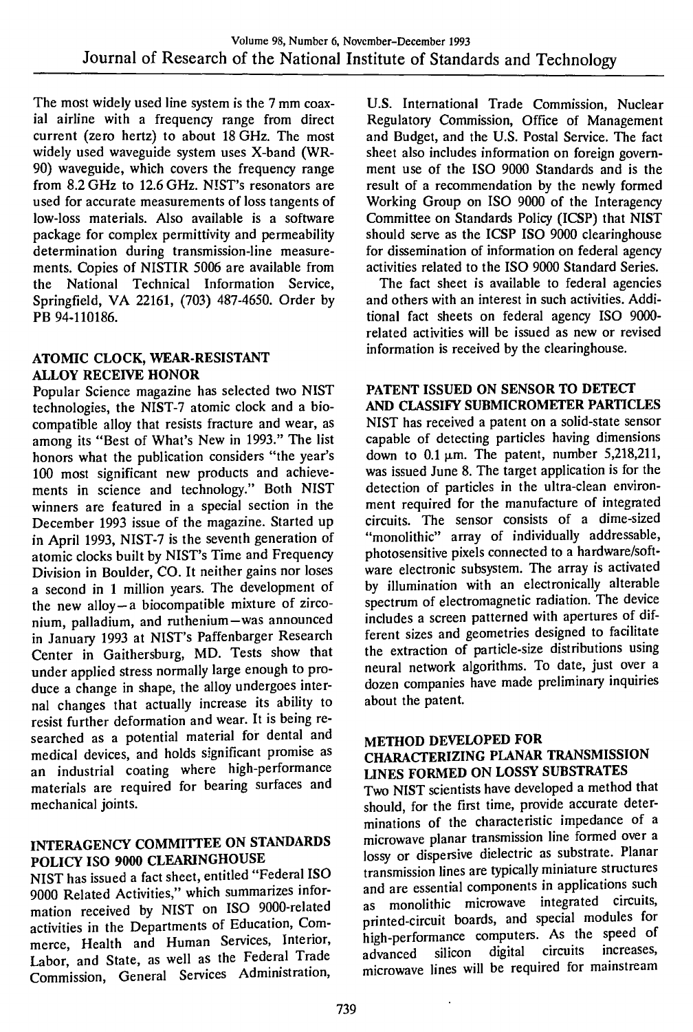The most widely used line system is the 7 mm coaxial airline with a frequency range from direct current (zero hertz) to about 18 GHz. The most widely used waveguide system uses X-band (WR-90) waveguide, which covers the frequency range from 8.2 GHz to 12.6 GHz. NIST's resonators are used for accurate measurements of loss tangents of low-loss materials. Also available is a software package for complex permittivity and permeability determination during transmission-line measurements. Copies of NISTIR 5006 are available from the National Technical Information Service, Springfield, VA 22161, (703) 487-4650. Order by PB 94-110186.

## ATOMIC CLOCK, WEAR-RESISTANT ALLOY RECEIVE HONOR

Popular Science magazine has selected two NIST technologies, the NIST-7 atomic clock and a biocompatible alloy that resists fracture and wear, as among its "Best of What's New in 1993." The list honors what the publication considers "the year's 100 most significant new products and achievements in science and technology." Both NIST winners are featured in a special section in the December 1993 issue of the magazine. Started up in April 1993, NIST-7 is the seventh generation of atomic clocks built by NIST's Time and Frequency Division in Boulder, CO. It neither gains nor loses a second in 1 million years. The development of the new alloy—a biocompatible mixture of zirconium, palladium, and ruthenium—was announced in January 1993 at NIST's Paffenbarger Research Center in Gaithersburg, MD. Tests show that under applied stress normally large enough to produce a change in shape, the alloy undergoes internal changes that actually increase its ability to resist further deformation and wear. It is being researched as a potential material for dental and medical devices, and holds significant promise as an industrial coating where high-performance materials are required for bearing surfaces and mechanical joints.

## INTERAGENCY COMMITTEE ON STANDARDS POLICY ISO 9000 CLEARINGHOUSE

NIST has issued a fact sheet, entitled "Federal ISO 9000 Related Activities," which summarizes information received by NIST on ISO 9000-related activities in the Departments of Education, Commerce, Health and Human Services, Interior, Labor, and State, as well as the Federal Trade Commission, General Services Administration, U.S. International Trade Commission, Nuclear Regulatory Commission, Office of Management and Budget, and the U.S. Postal Service. The fact sheet also includes information on foreign government use of the ISO 9000 Standards and is the result of a recommendation by the newly formed Working Group on ISO 9000 of the Interagency Committee on Standards Policy (ICSP) that NIST should serve as the ICSP ISO 9000 clearinghouse for dissemination of information on federal agency activities related to the ISO 9000 Standard Series.

The fact sheet is available to federal agencies and others with an interest in such activities. Additional fact sheets on federal agency ISO 9000-related activities will be issued as new or revised information is received by the clearinghouse.

## PATENT ISSUED ON SENSOR TO DETECT AND CLASSIFY SUBMICROMETER PARTICLES

NIST has received a patent on a solid-state sensor capable of detecting particles having dimensions down to 0.1 μm. The patent, number 5,218,211, was issued June 8. The target application is for the detection of particles in the ultra-clean environment required for the manufacture of integrated circuits. The sensor consists of a dime-sized "monolithic" array of individually addressable, photosensitive pixels connected to a hardware/software electronic subsystem. The array is activated by illumination with an electronically alterable spectrum of electromagnetic radiation. The device includes a screen patterned with apertures of different sizes and geometries designed to facilitate the extraction of particle-size distributions using neural network algorithms. To date, just over a dozen companies have made preliminary inquiries about the patent.

## METHOD DEVELOPED FOR CHARACTERIZING PLANAR TRANSMISSION LINES FORMED ON LOSSY SUBSTRATES

Two NIST scientists have developed a method that should, for the first time, provide accurate determinations of the characteristic impedance of a microwave planar transmission line formed over a lossy or dispersive dielectric as substrate. Planar transmission lines are typically miniature structures and are essential components in applications such as monolithic microwave integrated circuits, printed-circuit boards, and special modules for high-performance computers. As the speed of advanced silicon digital circuits increases, microwave lines will be required for mainstream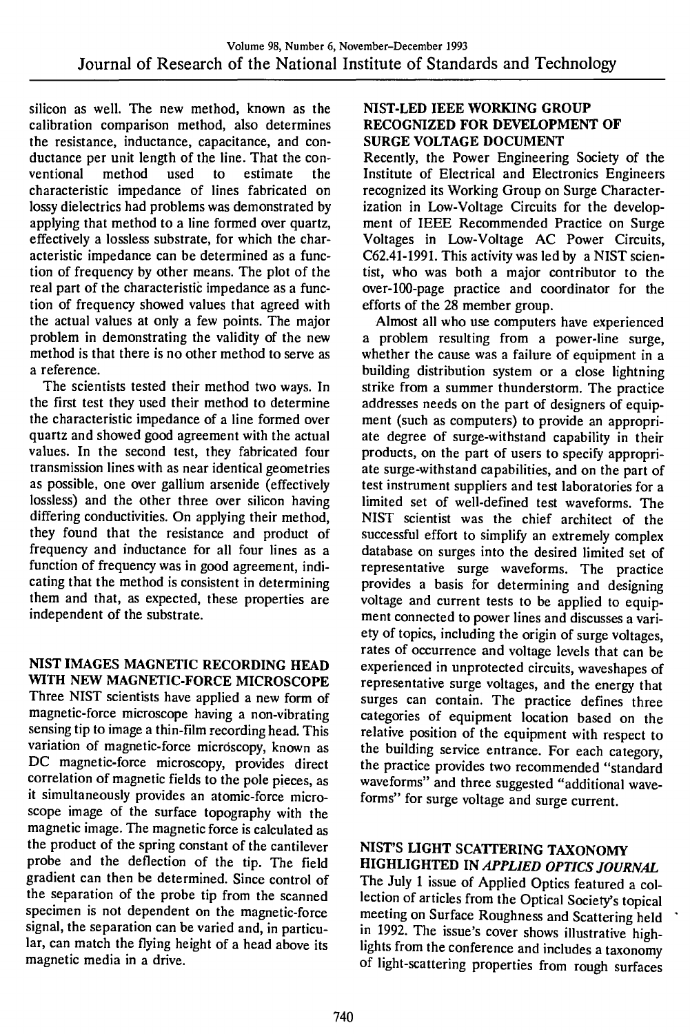silicon as well. The new method, known as the calibration comparison method, also determines the resistance, inductance, capacitance, and conductance per unit length of the line. That the conventional method used to estimate the characteristic impedance of lines fabricated on lossy dielectrics had problems was demonstrated by applying that method to a line formed over quartz, effectively a lossless substrate, for which the characteristic impedance can be determined as a function of frequency by other means. The plot of the real part of the characteristic impedance as a function of frequency showed values that agreed with the actual values at only a few points. The major problem in demonstrating the validity of the new method is that there is no other method to serve as a reference.

The scientists tested their method two ways. In the first test they used their method to determine the characteristic impedance of a line formed over quartz and showed good agreement with the actual values. In the second test, they fabricated four transmission lines with as near identical geometries as possible, one over gallium arsenide (effectively lossless) and the other three over silicon having differing conductivities. On applying their method, they found that the resistance and product of frequency and inductance for all four lines as a function of frequency was in good agreement, indicating that the method is consistent in determining them and that, as expected, these properties are independent of the substrate.

## NIST IMAGES MAGNETIC RECORDING HEAD WITH NEW MAGNETIC-FORCE MICROSCOPE

Three NIST scientists have applied a new form of magnetic-force microscope having a non-vibrating sensing tip to image a thin-film recording head. This variation of magnetic-force microscopy, known as DC magnetic-force microscopy, provides direct correlation of magnetic fields to the pole pieces, as it simultaneously provides an atomic-force microscope image of the surface topography with the magnetic image. The magnetic force is calculated as the product of the spring constant of the cantilever probe and the deflection of the tip. The field gradient can then be determined. Since control of the separation of the probe tip from the scanned specimen is not dependent on the magnetic-force signal, the separation can be varied and, in particular, can match the flying height of a head above its magnetic media in a drive.

## NIST-LED IEEE WORKING GROUP RECOGNIZED FOR DEVELOPMENT OF SURGE VOLTAGE DOCUMENT

Recently, the Power Engineering Society of the Institute of Electrical and Electronics Engineers recognized its Working Group on Surge Characterization in Low-Voltage Circuits for the development of IEEE Recommended Practice on Surge Voltages in Low-Voltage AC Power Circuits, C62.41-1991. This activity was led by a NIST scientist, who was both a major contributor to the over-100-page practice and coordinator for the efforts of the 28 member group.

Almost all who use computers have experienced a problem resulting from a power-line surge, whether the cause was a failure of equipment in a building distribution system or a close lightning strike from a summer thunderstorm. The practice addresses needs on the part of designers of equipment (such as computers) to provide an appropriate degree of surge-withstand capability in their products, on the part of users to specify appropriate surge-withstand capabilities, and on the part of test instrument suppliers and test laboratories for a limited set of well-defined test waveforms. The NIST scientist was the chief architect of the successful effort to simplify an extremely complex database on surges into the desired limited set of representative surge waveforms. The practice provides a basis for determining and designing voltage and current tests to be applied to equipment connected to power lines and discusses a variety of topics, including the origin of surge voltages, rates of occurrence and voltage levels that can be experienced in unprotected circuits, waveshapes of representative surge voltages, and the energy that surges can contain. The practice defines three categories of equipment location based on the relative position of the equipment with respect to the building service entrance. For each category, the practice provides two recommended "standard waveforms" and three suggested "additional waveforms" for surge voltage and surge current.

## NIST'S LIGHT SCATTERING TAXONOMY HIGHLIGHTED IN *APPLIED OPTICS JOURNAL*

The July 1 issue of Applied Optics featured a collection of articles from the Optical Society's topical meeting on Surface Roughness and Scattering held in 1992. The issue's cover shows illustrative highlights from the conference and includes a taxonomy of light-scattering properties from rough surfaces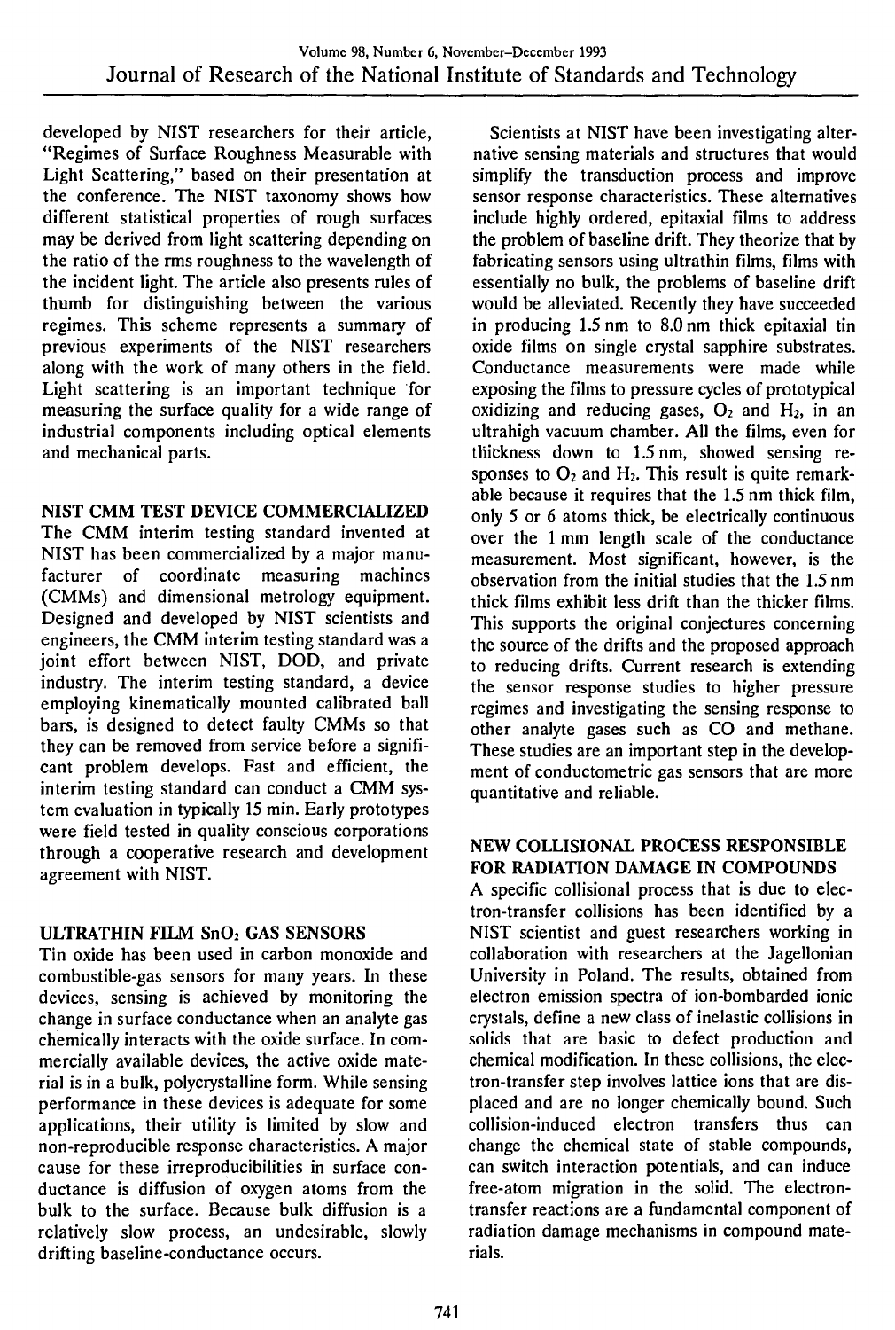developed by NIST researchers for their article, "Regimes of Surface Roughness Measurable with Light Scattering," based on their presentation at the conference. The NIST taxonomy shows how different statistical properties of rough surfaces may be derived from light scattering depending on the ratio of the rms roughness to the wavelength of the incident light. The article also presents rules of thumb for distinguishing between the various regimes. This scheme represents a summary of previous experiments of the NIST researchers along with the work of many others in the field. Light scattering is an important technique for measuring the surface quality for a wide range of industrial components including optical elements and mechanical parts.

## NIST CMM TEST DEVICE COMMERCIALIZED

The CMM interim testing standard invented at NIST has been commercialized by a major manufacturer of coordinate measuring machines (CMMs) and dimensional metrology equipment. Designed and developed by NIST scientists and engineers, the CMM interim testing standard was a joint effort between NIST, DOD, and private industry. The interim testing standard, a device employing kinematically mounted calibrated ball bars, is designed to detect faulty CMMs so that they can be removed from service before a significant problem develops. Fast and efficient, the interim testing standard can conduct a CMM system evaluation in typically 15 min. Early prototypes were field tested in quality conscious corporations through a cooperative research and development agreement with NIST.

## ULTRATHIN FILM $SnO_2$ GAS SENSORS

Tin oxide has been used in carbon monoxide and combustible-gas sensors for many years. In these devices, sensing is achieved by monitoring the change in surface conductance when an analyte gas chemically interacts with the oxide surface. In commercially available devices, the active oxide material is in a bulk, polycrystalline form. While sensing performance in these devices is adequate for some applications, their utility is limited by slow and non-reproducible response characteristics. A major cause for these irreproducibilities in surface conductance is diffusion of oxygen atoms from the bulk to the surface. Because bulk diffusion is a relatively slow process, an undesirable, slowly drifting baseline-conductance occurs.

Scientists at NIST have been investigating alternative sensing materials and structures that would simplify the transduction process and improve sensor response characteristics. These alternatives include highly ordered, epitaxial films to address the problem of baseline drift. They theorize that by fabricating sensors using ultrathin films, films with essentially no bulk, the problems of baseline drift would be alleviated. Recently they have succeeded in producing 1.5 nm to 8.0 nm thick epitaxial tin oxide films on single crystal sapphire substrates. Conductance measurements were made while exposing the films to pressure cycles of prototypical oxidizing and reducing gases, $O_2$ and $H_2$, in an ultrahigh vacuum chamber. All the films, even for thickness down to 1.5 nm, showed sensing responses to $O_2$ and $H_2$. This result is quite remarkable because it requires that the 1.5 nm thick film, only 5 or 6 atoms thick, be electrically continuous over the 1 mm length scale of the conductance measurement. Most significant, however, is the observation from the initial studies that the 1.5 nm thick films exhibit less drift than the thicker films. This supports the original conjectures concerning the source of the drifts and the proposed approach to reducing drifts. Current research is extending the sensor response studies to higher pressure regimes and investigating the sensing response to other analyte gases such as CO and methane. These studies are an important step in the development of conductometric gas sensors that are more quantitative and reliable.

## NEW COLLISIONAL PROCESS RESPONSIBLE FOR RADIATION DAMAGE IN COMPOUNDS

A specific collisional process that is due to electron-transfer collisions has been identified by a NIST scientist and guest researchers working in collaboration with researchers at the Jagellonian University in Poland. The results, obtained from electron emission spectra of ion-bombarded ionic crystals, define a new class of inelastic collisions in solids that are basic to defect production and chemical modification. In these collisions, the electron-transfer step involves lattice ions that are displaced and are no longer chemically bound. Such collision-induced electron transfers thus can change the chemical state of stable compounds, can switch interaction potentials, and can induce free-atom migration in the solid. The electron-transfer reactions are a fundamental component of radiation damage mechanisms in compound materials.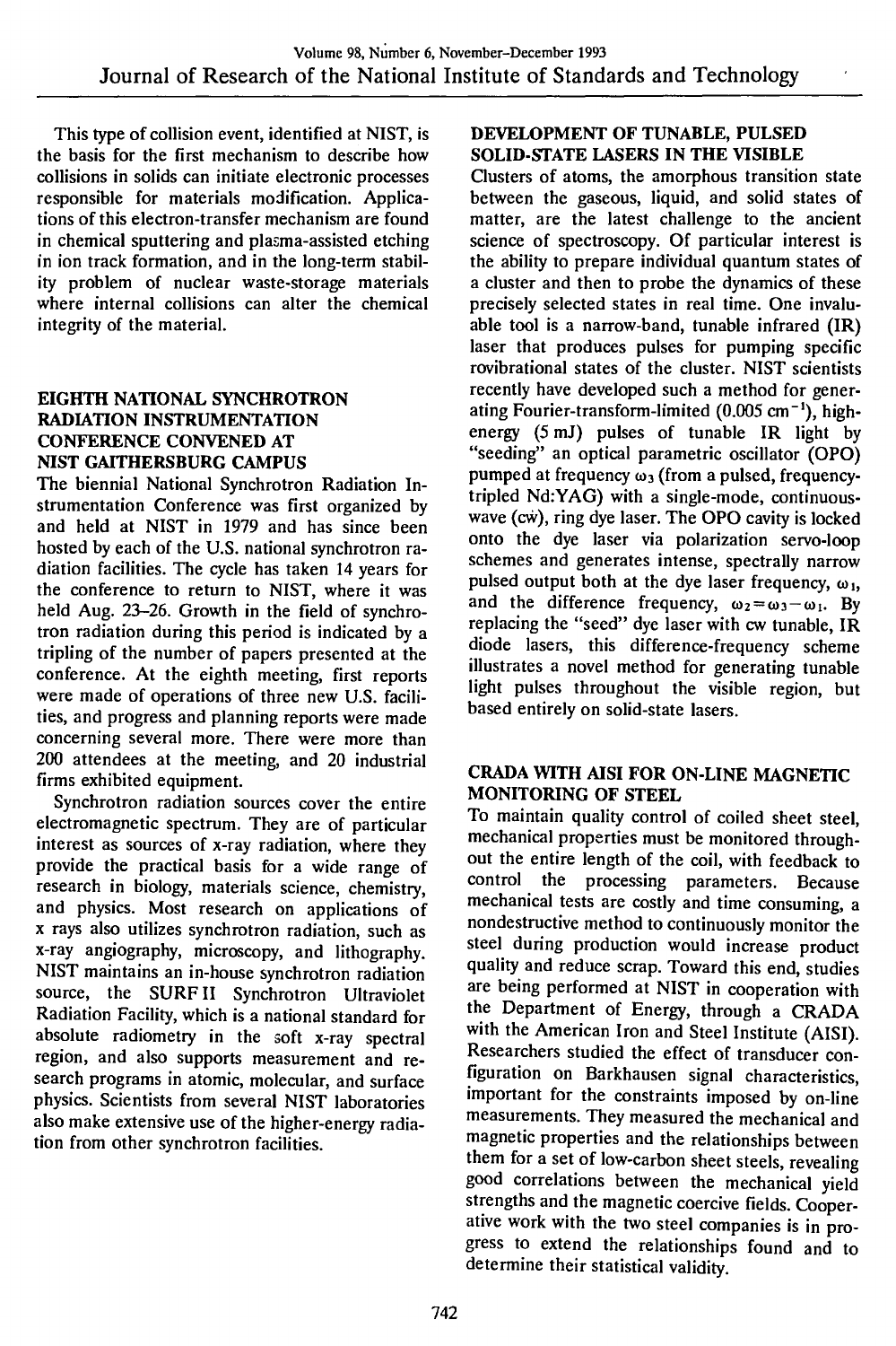This type of collision event, identified at NIST, is the basis for the first mechanism to describe how collisions in solids can initiate electronic processes responsible for materials modification. Applications of this electron-transfer mechanism are found in chemical sputtering and plasma-assisted etching in ion track formation, and in the long-term stability problem of nuclear waste-storage materials where internal collisions can alter the chemical integrity of the material.

## EIGHTH NATIONAL SYNCHROTRON RADIATION INSTRUMENTATION CONFERENCE CONVENED AT NIST GAITHERSBURG CAMPUS

The biennial National Synchrotron Radiation Instrumentation Conference was first organized by and held at NIST in 1979 and has since been hosted by each of the U.S. national synchrotron radiation facilities. The cycle has taken 14 years for the conference to return to NIST, where it was held Aug. 23–26. Growth in the field of synchrotron radiation during this period is indicated by a tripling of the number of papers presented at the conference. At the eighth meeting, first reports were made of operations of three new U.S. facilities, and progress and planning reports were made concerning several more. There were more than 200 attendees at the meeting, and 20 industrial firms exhibited equipment.

Synchrotron radiation sources cover the entire electromagnetic spectrum. They are of particular interest as sources of x-ray radiation, where they provide the practical basis for a wide range of research in biology, materials science, chemistry, and physics. Most research on applications of x rays also utilizes synchrotron radiation, such as x-ray angiography, microscopy, and lithography. NIST maintains an in-house synchrotron radiation source, the SURF II Synchrotron Ultraviolet Radiation Facility, which is a national standard for absolute radiometry in the soft x-ray spectral region, and also supports measurement and research programs in atomic, molecular, and surface physics. Scientists from several NIST laboratories also make extensive use of the higher-energy radiation from other synchrotron facilities.

## DEVELOPMENT OF TUNABLE, PULSED SOLID-STATE LASERS IN THE VISIBLE

Clusters of atoms, the amorphous transition state between the gaseous, liquid, and solid states of matter, are the latest challenge to the ancient science of spectroscopy. Of particular interest is the ability to prepare individual quantum states of a cluster and then to probe the dynamics of these precisely selected states in real time. One invaluable tool is a narrow-band, tunable infrared (IR) laser that produces pulses for pumping specific rovibrational states of the cluster. NIST scientists recently have developed such a method for generating Fourier-transform-limited (0.005 $cm^{-1}$), high-energy (5 mJ) pulses of tunable IR light by "seeding" an optical parametric oscillator (OPO) pumped at frequency $\omega_3$ (from a pulsed, frequency-tripled Nd:YAG) with a single-mode, continuous-wave (cw), ring dye laser. The OPO cavity is locked onto the dye laser via polarization servo-loop schemes and generates intense, spectrally narrow pulsed output both at the dye laser frequency, $\omega_1$, and the difference frequency, $\omega_2 = \omega_3 - \omega_1$. By replacing the "seed" dye laser with cw tunable, IR diode lasers, this difference-frequency scheme illustrates a novel method for generating tunable light pulses throughout the visible region, but based entirely on solid-state lasers.

## CRADA WITH AISI FOR ON-LINE MAGNETIC MONITORING OF STEEL

To maintain quality control of coiled sheet steel, mechanical properties must be monitored throughout the entire length of the coil, with feedback to control the processing parameters. Because mechanical tests are costly and time consuming, a nondestructive method to continuously monitor the steel during production would increase product quality and reduce scrap. Toward this end, studies are being performed at NIST in cooperation with the Department of Energy, through a CRADA with the American Iron and Steel Institute (AISI). Researchers studied the effect of transducer configuration on Barkhausen signal characteristics, important for the constraints imposed by on-line measurements. They measured the mechanical and magnetic properties and the relationships between them for a set of low-carbon sheet steels, revealing good correlations between the mechanical yield strengths and the magnetic coercive fields. Cooperative work with the two steel companies is in progress to extend the relationships found and to determine their statistical validity.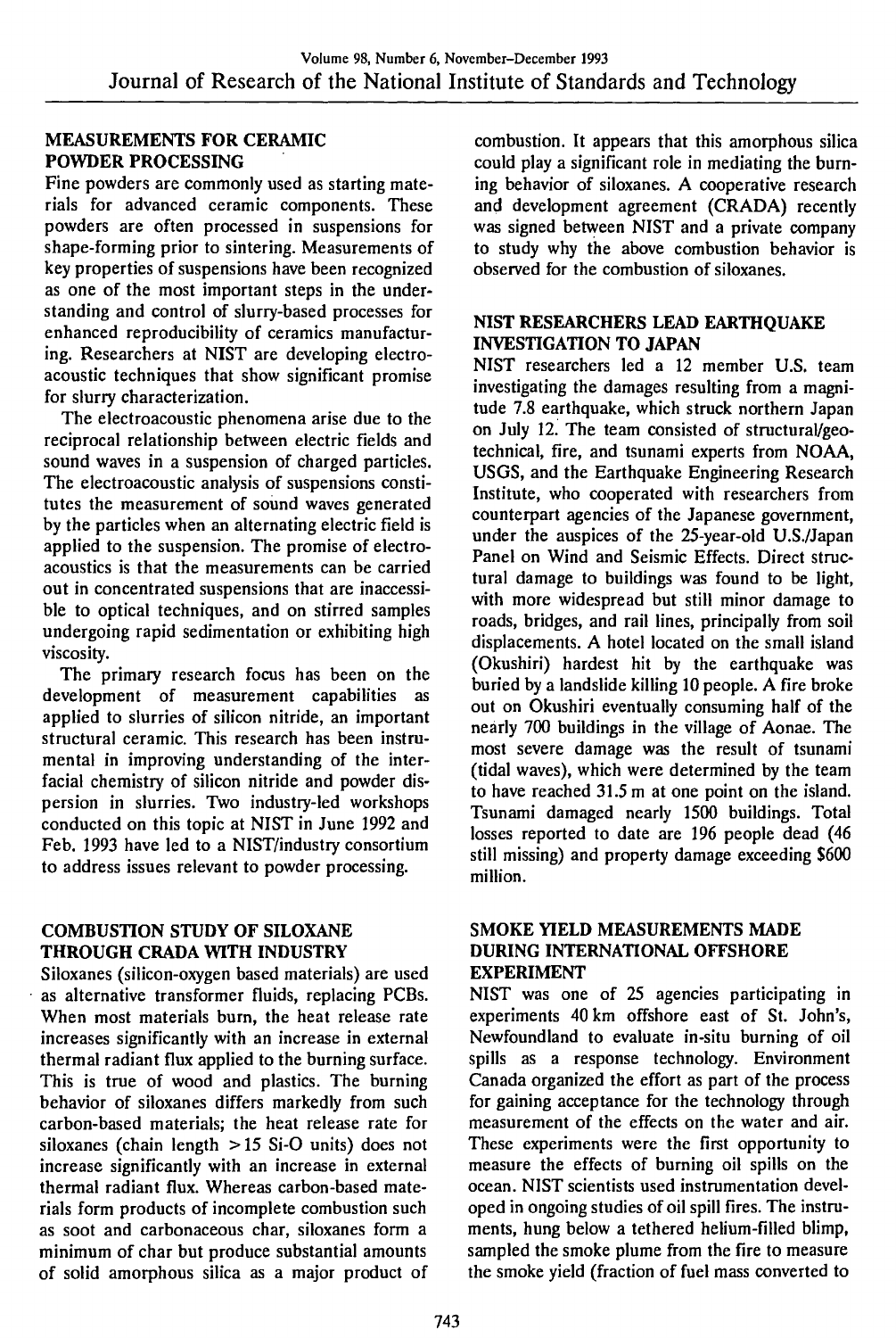## MEASUREMENTS FOR CERAMIC POWDER PROCESSING

Fine powders are commonly used as starting materials for advanced ceramic components. These powders are often processed in suspensions for shape-forming prior to sintering. Measurements of key properties of suspensions have been recognized as one of the most important steps in the understanding and control of slurry-based processes for enhanced reproducibility of ceramics manufacturing. Researchers at NIST are developing electroacoustic techniques that show significant promise for slurry characterization.

The electroacoustic phenomena arise due to the reciprocal relationship between electric fields and sound waves in a suspension of charged particles. The electroacoustic analysis of suspensions constitutes the measurement of sound waves generated by the particles when an alternating electric field is applied to the suspension. The promise of electroacoustics is that the measurements can be carried out in concentrated suspensions that are inaccessible to optical techniques, and on stirred samples undergoing rapid sedimentation or exhibiting high viscosity.

The primary research focus has been on the development of measurement capabilities as applied to slurries of silicon nitride, an important structural ceramic. This research has been instrumental in improving understanding of the interfacial chemistry of silicon nitride and powder dispersion in slurries. Two industry-led workshops conducted on this topic at NIST in June 1992 and Feb. 1993 have led to a NIST/industry consortium to address issues relevant to powder processing.

## COMBUSTION STUDY OF SILOXANE THROUGH CRADA WITH INDUSTRY

Siloxanes (silicon-oxygen based materials) are used as alternative transformer fluids, replacing PCBs. When most materials burn, the heat release rate increases significantly with an increase in external thermal radiant flux applied to the burning surface. This is true of wood and plastics. The burning behavior of siloxanes differs markedly from such carbon-based materials; the heat release rate for siloxanes (chain length $>15$ Si-O units) does not increase significantly with an increase in external thermal radiant flux. Whereas carbon-based materials form products of incomplete combustion such as soot and carbonaceous char, siloxanes form a minimum of char but produce substantial amounts of solid amorphous silica as a major product of combustion. It appears that this amorphous silica could play a significant role in mediating the burning behavior of siloxanes. A cooperative research and development agreement (CRADA) recently was signed between NIST and a private company to study why the above combustion behavior is observed for the combustion of siloxanes.

## NIST RESEARCHERS LEAD EARTHQUAKE INVESTIGATION TO JAPAN

NIST researchers led a 12 member U.S. team investigating the damages resulting from a magnitude 7.8 earthquake, which struck northern Japan on July 12. The team consisted of structural/geotechnical, fire, and tsunami experts from NOAA, USGS, and the Earthquake Engineering Research Institute, who cooperated with researchers from counterpart agencies of the Japanese government, under the auspices of the 25-year-old U.S./Japan Panel on Wind and Seismic Effects. Direct structural damage to buildings was found to be light, with more widespread but still minor damage to roads, bridges, and rail lines, principally from soil displacements. A hotel located on the small island (Okushiri) hardest hit by the earthquake was buried by a landslide killing 10 people. A fire broke out on Okushiri eventually consuming half of the nearly 700 buildings in the village of Aonae. The most severe damage was the result of tsunami (tidal waves), which were determined by the team to have reached 31.5 m at one point on the island. Tsunami damaged nearly 1500 buildings. Total losses reported to date are 196 people dead (46 still missing) and property damage exceeding $600 million.

## SMOKE YIELD MEASUREMENTS MADE DURING INTERNATIONAL OFFSHORE EXPERIMENT

NIST was one of 25 agencies participating in experiments 40 km offshore east of St. John's, Newfoundland to evaluate in-situ burning of oil spills as a response technology. Environment Canada organized the effort as part of the process for gaining acceptance for the technology through measurement of the effects on the water and air. These experiments were the first opportunity to measure the effects of burning oil spills on the ocean. NIST scientists used instrumentation developed in ongoing studies of oil spill fires. The instruments, hung below a tethered helium-filled blimp, sampled the smoke plume from the fire to measure the smoke yield (fraction of fuel mass converted to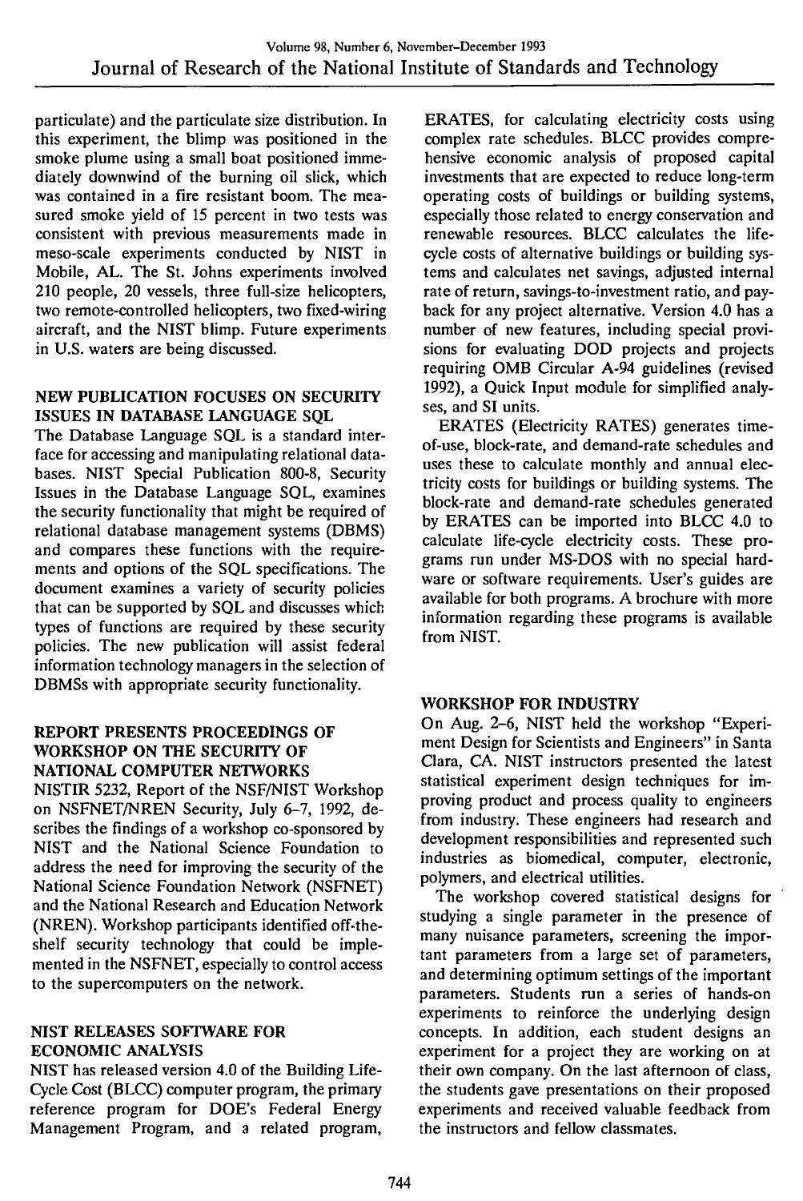particulate) and the particulate size distribution. In this experiment, the blimp was positioned in the smoke plume using a small boat positioned immediately downwind of the burning oil slick, which was contained in a fire resistant boom. The measured smoke yield of 15 percent in two tests was consistent with previous measurements made in meso-scale experiments conducted by NIST in Mobile, AL. The St. Johns experiments involved 210 people, 20 vessels, three full-size helicopters, two remote-controlled helicopters, two fixed-wiring aircraft, and the NIST blimp. Future experiments in U.S. waters are being discussed.

### NEW PUBLICATION FOCUSES ON SECURITY ISSUES IN DATABASE LANGUAGE SQL

The Database Language SQL is a standard interface for accessing and manipulating relational databases. NIST Special Publication 800-8, Security Issues in the Database Language SQL, examines the security functionality that might be required of relational database management systems (DBMS) and compares these functions with the requirements and options of the SQL specifications. The document examines a variety of security policies that can be supported by SQL and discusses which types of functions are required by these security policies. The new publication will assist federal information technology managers in the selection of DBMSs with appropriate security functionality.

### REPORT PRESENTS PROCEEDINGS OF WORKSHOP ON THE SECURITY OF NATIONAL COMPUTER NETWORKS

NISTIR 5232, Report of the NSF/NIST Workshop on NSFNET/NREN Security, July 6–7, 1992, describes the findings of a workshop co-sponsored by NIST and the National Science Foundation to address the need for improving the security of the National Science Foundation Network (NSFNET) and the National Research and Education Network (NREN). Workshop participants identified off-the-shelf security technology that could be implemented in the NSFNET, especially to control access to the supercomputers on the network.

### NIST RELEASES SOFTWARE FOR ECONOMIC ANALYSIS

NIST has released version 4.0 of the Building Life-Cycle Cost (BLCC) computer program, the primary reference program for DOE's Federal Energy Management Program, and a related program, ERATES, for calculating electricity costs using complex rate schedules. BLCC provides comprehensive economic analysis of proposed capital investments that are expected to reduce long-term operating costs of buildings or building systems, especially those related to energy conservation and renewable resources. BLCC calculates the life-cycle costs of alternative buildings or building systems and calculates net savings, adjusted internal rate of return, savings-to-investment ratio, and payback for any project alternative. Version 4.0 has a number of new features, including special provisions for evaluating DOD projects and projects requiring OMB Circular A-94 guidelines (revised 1992), a Quick Input module for simplified analyses, and SI units.

ERATES (Electricity RATES) generates time-of-use, block-rate, and demand-rate schedules and uses these to calculate monthly and annual electricity costs for buildings or building systems. The block-rate and demand-rate schedules generated by ERATES can be imported into BLCC 4.0 to calculate life-cycle electricity costs. These programs run under MS-DOS with no special hardware or software requirements. User's guides are available for both programs. A brochure with more information regarding these programs is available from NIST.

### WORKSHOP FOR INDUSTRY

On Aug. 2–6, NIST held the workshop "Experiment Design for Scientists and Engineers" in Santa Clara, CA. NIST instructors presented the latest statistical experiment design techniques for improving product and process quality to engineers from industry. These engineers had research and development responsibilities and represented such industries as biomedical, computer, electronic, polymers, and electrical utilities.

The workshop covered statistical designs for studying a single parameter in the presence of many nuisance parameters, screening the important parameters from a large set of parameters, and determining optimum settings of the important parameters. Students run a series of hands-on experiments to reinforce the underlying design concepts. In addition, each student designs an experiment for a project they are working on at their own company. On the last afternoon of class, the students gave presentations on their proposed experiments and received valuable feedback from the instructors and fellow classmates.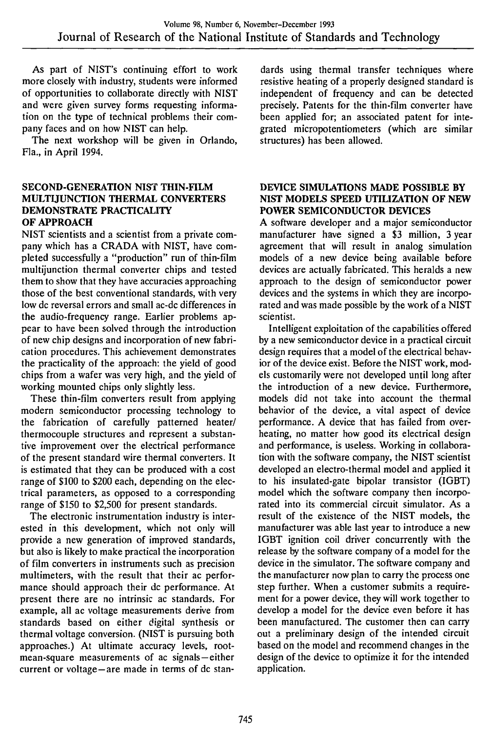As part of NIST's continuing effort to work more closely with industry, students were informed of opportunities to collaborate directly with NIST and were given survey forms requesting information on the type of technical problems their company faces and on how NIST can help.

The next workshop will be given in Orlando, Fla., in April 1994.

### SECOND-GENERATION NIST THIN-FILM MULTIJUNCTION THERMAL CONVERTERS DEMONSTRATE PRACTICALITY OF APPROACH

NIST scientists and a scientist from a private company which has a CRADA with NIST, have completed successfully a "production" run of thin-film multijunction thermal converter chips and tested them to show that they have accuracies approaching those of the best conventional standards, with very low dc reversal errors and small ac-dc differences in the audio-frequency range. Earlier problems appear to have been solved through the introduction of new chip designs and incorporation of new fabrication procedures. This achievement demonstrates the practicality of the approach: the yield of good chips from a wafer was very high, and the yield of working mounted chips only slightly less.

These thin-film converters result from applying modern semiconductor processing technology to the fabrication of carefully patterned heater/thermocouple structures and represent a substantive improvement over the electrical performance of the present standard wire thermal converters. It is estimated that they can be produced with a cost range of \$100 to \$200 each, depending on the electrical parameters, as opposed to a corresponding range of \$150 to \$2,500 for present standards.

The electronic instrumentation industry is interested in this development, which not only will provide a new generation of improved standards, but also is likely to make practical the incorporation of film converters in instruments such as precision multimeters, with the result that their ac performance should approach their dc performance. At present there are no intrinsic ac standards. For example, all ac voltage measurements derive from standards based on either digital synthesis or thermal voltage conversion. (NIST is pursuing both approaches.) At ultimate accuracy levels, root-mean-square measurements of ac signals—either current or voltage—are made in terms of dc standards using thermal transfer techniques where resistive heating of a properly designed standard is independent of frequency and can be detected precisely. Patents for the thin-film converter have been applied for; an associated patent for integrated micropotentiometers (which are similar structures) has been allowed.

### DEVICE SIMULATIONS MADE POSSIBLE BY NIST MODELS SPEED UTILIZATION OF NEW POWER SEMICONDUCTOR DEVICES

A software developer and a major semiconductor manufacturer have signed a \$3 million, 3 year agreement that will result in analog simulation models of a new device being available before devices are actually fabricated. This heralds a new approach to the design of semiconductor power devices and the systems in which they are incorporated and was made possible by the work of a NIST scientist.

Intelligent exploitation of the capabilities offered by a new semiconductor device in a practical circuit design requires that a model of the electrical behavior of the device exist. Before the NIST work, models customarily were not developed until long after the introduction of a new device. Furthermore, models did not take into account the thermal behavior of the device, a vital aspect of device performance. A device that has failed from overheating, no matter how good its electrical design and performance, is useless. Working in collaboration with the software company, the NIST scientist developed an electro-thermal model and applied it to his insulated-gate bipolar transistor (IGBT) model which the software company then incorporated into its commercial circuit simulator. As a result of the existence of the NIST models, the manufacturer was able last year to introduce a new IGBT ignition coil driver concurrently with the release by the software company of a model for the device in the simulator. The software company and the manufacturer now plan to carry the process one step further. When a customer submits a requirement for a power device, they will work together to develop a model for the device even before it has been manufactured. The customer then can carry out a preliminary design of the intended circuit based on the model and recommend changes in the design of the device to optimize it for the intended application.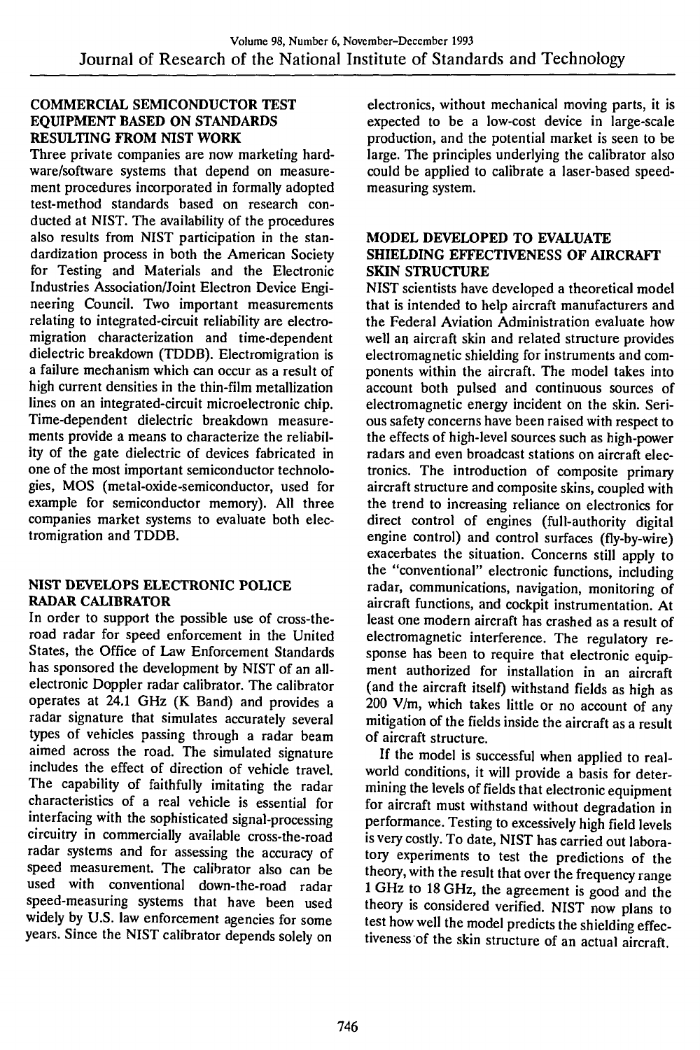## COMMERCIAL SEMICONDUCTOR TEST EQUIPMENT BASED ON STANDARDS RESULTING FROM NIST WORK

Three private companies are now marketing hardware/software systems that depend on measurement procedures incorporated in formally adopted test-method standards based on research conducted at NIST. The availability of the procedures also results from NIST participation in the standardization process in both the American Society for Testing and Materials and the Electronic Industries Association/Joint Electron Device Engineering Council. Two important measurements relating to integrated-circuit reliability are electromigration characterization and time-dependent dielectric breakdown (TDDB). Electromigration is a failure mechanism which can occur as a result of high current densities in the thin-film metallization lines on an integrated-circuit microelectronic chip. Time-dependent dielectric breakdown measurements provide a means to characterize the reliability of the gate dielectric of devices fabricated in one of the most important semiconductor technologies, MOS (metal-oxide-semiconductor, used for example for semiconductor memory). All three companies market systems to evaluate both electromigration and TDDB.

## NIST DEVELOPS ELECTRONIC POLICE RADAR CALIBRATOR

In order to support the possible use of cross-the-road radar for speed enforcement in the United States, the Office of Law Enforcement Standards has sponsored the development by NIST of an all-electronic Doppler radar calibrator. The calibrator operates at 24.1 GHz (K Band) and provides a radar signature that simulates accurately several types of vehicles passing through a radar beam aimed across the road. The simulated signature includes the effect of direction of vehicle travel. The capability of faithfully imitating the radar characteristics of a real vehicle is essential for interfacing with the sophisticated signal-processing circuitry in commercially available cross-the-road radar systems and for assessing the accuracy of speed measurement. The calibrator also can be used with conventional down-the-road radar speed-measuring systems that have been used widely by U.S. law enforcement agencies for some years. Since the NIST calibrator depends solely on electronics, without mechanical moving parts, it is expected to be a low-cost device in large-scale production, and the potential market is seen to be large. The principles underlying the calibrator also could be applied to calibrate a laser-based speed-measuring system.

## MODEL DEVELOPED TO EVALUATE SHIELDING EFFECTIVENESS OF AIRCRAFT SKIN STRUCTURE

NIST scientists have developed a theoretical model that is intended to help aircraft manufacturers and the Federal Aviation Administration evaluate how well an aircraft skin and related structure provides electromagnetic shielding for instruments and components within the aircraft. The model takes into account both pulsed and continuous sources of electromagnetic energy incident on the skin. Serious safety concerns have been raised with respect to the effects of high-level sources such as high-power radars and even broadcast stations on aircraft electronics. The introduction of composite primary aircraft structure and composite skins, coupled with the trend to increasing reliance on electronics for direct control of engines (full-authority digital engine control) and control surfaces (fly-by-wire) exacerbates the situation. Concerns still apply to the "conventional" electronic functions, including radar, communications, navigation, monitoring of aircraft functions, and cockpit instrumentation. At least one modern aircraft has crashed as a result of electromagnetic interference. The regulatory response has been to require that electronic equipment authorized for installation in an aircraft (and the aircraft itself) withstand fields as high as 200 V/m, which takes little or no account of any mitigation of the fields inside the aircraft as a result of aircraft structure.

If the model is successful when applied to real-world conditions, it will provide a basis for determining the levels of fields that electronic equipment for aircraft must withstand without degradation in performance. Testing to excessively high field levels is very costly. To date, NIST has carried out laboratory experiments to test the predictions of the theory, with the result that over the frequency range 1 GHz to 18 GHz, the agreement is good and the theory is considered verified. NIST now plans to test how well the model predicts the shielding effectiveness of the skin structure of an actual aircraft.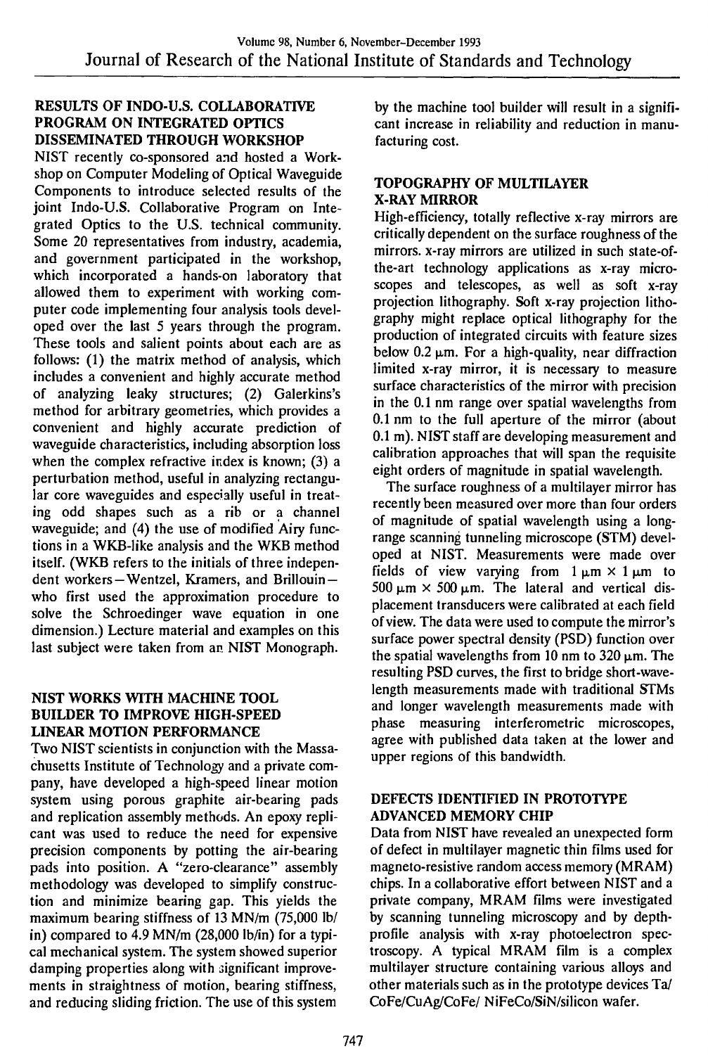### RESULTS OF INDO-U.S. COLLABORATIVE PROGRAM ON INTEGRATED OPTICS DISSEMINATED THROUGH WORKSHOP

NIST recently co-sponsored and hosted a Workshop on Computer Modeling of Optical Waveguide Components to introduce selected results of the joint Indo-U.S. Collaborative Program on Integrated Optics to the U.S. technical community. Some 20 representatives from industry, academia, and government participated in the workshop, which incorporated a hands-on laboratory that allowed them to experiment with working computer code implementing four analysis tools developed over the last 5 years through the program. These tools and salient points about each are as follows: (1) the matrix method of analysis, which includes a convenient and highly accurate method of analyzing leaky structures; (2) Galerkins's method for arbitrary geometries, which provides a convenient and highly accurate prediction of waveguide characteristics, including absorption loss when the complex refractive index is known; (3) a perturbation method, useful in analyzing rectangular core waveguides and especially useful in treating odd shapes such as a rib or a channel waveguide; and (4) the use of modified Airy functions in a WKB-like analysis and the WKB method itself. (WKB refers to the initials of three independent workers—Wentzel, Kramers, and Brillouin—who first used the approximation procedure to solve the Schroedinger wave equation in one dimension.) Lecture material and examples on this last subject were taken from an NIST Monograph.

### NIST WORKS WITH MACHINE TOOL BUILDER TO IMPROVE HIGH-SPEED LINEAR MOTION PERFORMANCE

Two NIST scientists in conjunction with the Massachusetts Institute of Technology and a private company, have developed a high-speed linear motion system using porous graphite air-bearing pads and replication assembly methods. An epoxy replicant was used to reduce the need for expensive precision components by potting the air-bearing pads into position. A "zero-clearance" assembly methodology was developed to simplify construction and minimize bearing gap. This yields the maximum bearing stiffness of 13 MN/m (75,000 lb/in) compared to 4.9 MN/m (28,000 lb/in) for a typical mechanical system. The system showed superior damping properties along with significant improvements in straightness of motion, bearing stiffness, and reducing sliding friction. The use of this system by the machine tool builder will result in a significant increase in reliability and reduction in manufacturing cost.

### TOPOGRAPHY OF MULTILAYER X-RAY MIRROR

High-efficiency, totally reflective x-ray mirrors are critically dependent on the surface roughness of the mirrors. x-ray mirrors are utilized in such state-of-the-art technology applications as x-ray microscopes and telescopes, as well as soft x-ray projection lithography. Soft x-ray projection lithography might replace optical lithography for the production of integrated circuits with feature sizes below 0.2 μm. For a high-quality, near diffraction limited x-ray mirror, it is necessary to measure surface characteristics of the mirror with precision in the 0.1 nm range over spatial wavelengths from 0.1 nm to the full aperture of the mirror (about 0.1 m). NIST staff are developing measurement and calibration approaches that will span the requisite eight orders of magnitude in spatial wavelength.

The surface roughness of a multilayer mirror has recently been measured over more than four orders of magnitude of spatial wavelength using a long-range scanning tunneling microscope (STM) developed at NIST. Measurements were made over fields of view varying from 1 μm × 1 μm to 500 μm × 500 μm. The lateral and vertical displacement transducers were calibrated at each field of view. The data were used to compute the mirror's surface power spectral density (PSD) function over the spatial wavelengths from 10 nm to 320 μm. The resulting PSD curves, the first to bridge short-wavelength measurements made with traditional STMs and longer wavelength measurements made with phase measuring interferometric microscopes, agree with published data taken at the lower and upper regions of this bandwidth.

### DEFECTS IDENTIFIED IN PROTOTYPE ADVANCED MEMORY CHIP

Data from NIST have revealed an unexpected form of defect in multilayer magnetic thin films used for magneto-resistive random access memory (MRAM) chips. In a collaborative effort between NIST and a private company, MRAM films were investigated by scanning tunneling microscopy and by depth-profile analysis with x-ray photoelectron spectroscopy. A typical MRAM film is a complex multilayer structure containing various alloys and other materials such as in the prototype devices Ta/CoFe/CuAg/CoFe/NiFeCo/SiN/silicon wafer.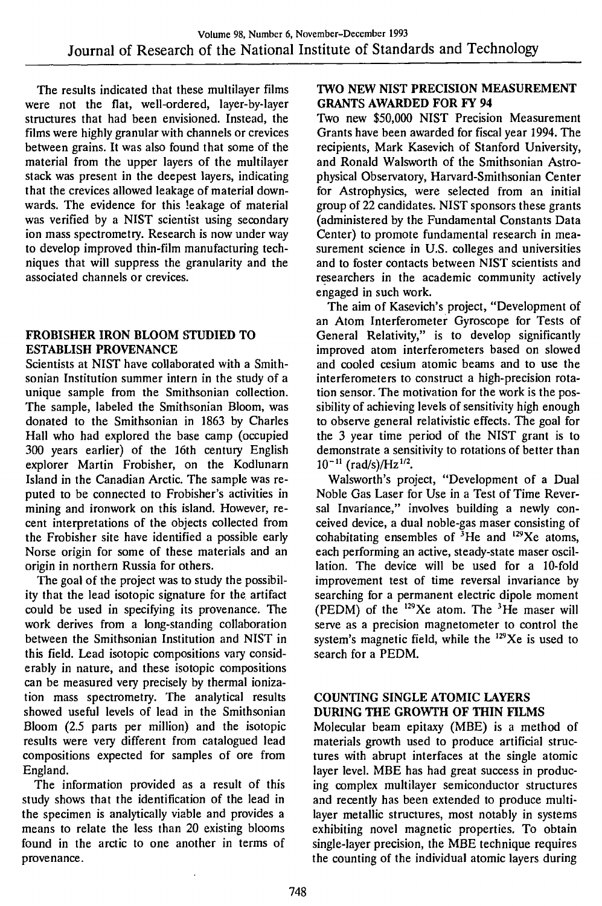The results indicated that these multilayer films were not the flat, well-ordered, layer-by-layer structures that had been envisioned. Instead, the films were highly granular with channels or crevices between grains. It was also found that some of the material from the upper layers of the multilayer stack was present in the deepest layers, indicating that the crevices allowed leakage of material downwards. The evidence for this leakage of material was verified by a NIST scientist using secondary ion mass spectrometry. Research is now under way to develop improved thin-film manufacturing techniques that will suppress the granularity and the associated channels or crevices.

## FROBISHER IRON BLOOM STUDIED TO ESTABLISH PROVENANCE

Scientists at NIST have collaborated with a Smithsonian Institution summer intern in the study of a unique sample from the Smithsonian collection. The sample, labeled the Smithsonian Bloom, was donated to the Smithsonian in 1863 by Charles Hall who had explored the base camp (occupied 300 years earlier) of the 16th century English explorer Martin Frobisher, on the Kodlunarn Island in the Canadian Arctic. The sample was reputed to be connected to Frobisher's activities in mining and ironwork on this island. However, recent interpretations of the objects collected from the Frobisher site have identified a possible early Norse origin for some of these materials and an origin in northern Russia for others.

The goal of the project was to study the possibility that the lead isotopic signature for the artifact could be used in specifying its provenance. The work derives from a long-standing collaboration between the Smithsonian Institution and NIST in this field. Lead isotopic compositions vary considerably in nature, and these isotopic compositions can be measured very precisely by thermal ionization mass spectrometry. The analytical results showed useful levels of lead in the Smithsonian Bloom (2.5 parts per million) and the isotopic results were very different from catalogued lead compositions expected for samples of ore from England.

The information provided as a result of this study shows that the identification of the lead in the specimen is analytically viable and provides a means to relate the less than 20 existing blooms found in the arctic to one another in terms of provenance.

## TWO NEW NIST PRECISION MEASUREMENT GRANTS AWARDED FOR FY 94

Two new $50,000 NIST Precision Measurement Grants have been awarded for fiscal year 1994. The recipients, Mark Kasevich of Stanford University, and Ronald Walsworth of the Smithsonian Astrophysical Observatory, Harvard-Smithsonian Center for Astrophysics, were selected from an initial group of 22 candidates. NIST sponsors these grants (administered by the Fundamental Constants Data Center) to promote fundamental research in measurement science in U.S. colleges and universities and to foster contacts between NIST scientists and researchers in the academic community actively engaged in such work.

The aim of Kasevich's project, "Development of an Atom Interferometer Gyroscope for Tests of General Relativity," is to develop significantly improved atom interferometers based on slowed and cooled cesium atomic beams and to use the interferometers to construct a high-precision rotation sensor. The motivation for the work is the possibility of achieving levels of sensitivity high enough to observe general relativistic effects. The goal for the 3 year time period of the NIST grant is to demonstrate a sensitivity to rotations of better than $10^{-11}$ (rad/s)/Hz$^{1/2}$.

Walsworth's project, "Development of a Dual Noble Gas Laser for Use in a Test of Time Reversal Invariance," involves building a newly conceived device, a dual noble-gas maser consisting of cohabitating ensembles of $^{3}$He and $^{129}$Xe atoms, each performing an active, steady-state maser oscillation. The device will be used for a 10-fold improvement test of time reversal invariance by searching for a permanent electric dipole moment (PEDM) of the $^{129}$Xe atom. The $^{3}$He maser will serve as a precision magnetometer to control the system's magnetic field, while the $^{129}$Xe is used to search for a PEDM.

## COUNTING SINGLE ATOMIC LAYERS DURING THE GROWTH OF THIN FILMS

Molecular beam epitaxy (MBE) is a method of materials growth used to produce artificial structures with abrupt interfaces at the single atomic layer level. MBE has had great success in producing complex multilayer semiconductor structures and recently has been extended to produce multilayer metallic structures, most notably in systems exhibiting novel magnetic properties. To obtain single-layer precision, the MBE technique requires the counting of the individual atomic layers during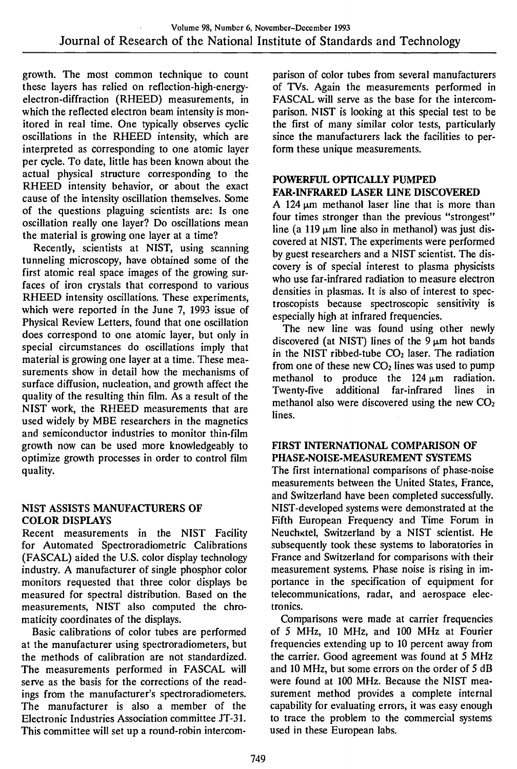growth. The most common technique to count these layers has relied on reflection-high-energy-electron-diffraction (RHEED) measurements, in which the reflected electron beam intensity is monitored in real time. One typically observes cyclic oscillations in the RHEED intensity, which are interpreted as corresponding to one atomic layer per cycle. To date, little has been known about the actual physical structure corresponding to the RHEED intensity behavior, or about the exact cause of the intensity oscillation themselves. Some of the questions plaguing scientists are: Is one oscillation really one layer? Do oscillations mean the material is growing one layer at a time?

Recently, scientists at NIST, using scanning tunneling microscopy, have obtained some of the first atomic real space images of the growing surfaces of iron crystals that correspond to various RHEED intensity oscillations. These experiments, which were reported in the June 7, 1993 issue of Physical Review Letters, found that one oscillation does correspond to one atomic layer, but only in special circumstances do oscillations imply that material is growing one layer at a time. These measurements show in detail how the mechanisms of surface diffusion, nucleation, and growth affect the quality of the resulting thin film. As a result of the NIST work, the RHEED measurements that are used widely by MBE researchers in the magnetics and semiconductor industries to monitor thin-film growth now can be used more knowledgeably to optimize growth processes in order to control film quality.

## NIST ASSISTS MANUFACTURERS OF COLOR DISPLAYS

Recent measurements in the NIST Facility for Automated Spectroradiometric Calibrations (FASCAL) aided the U.S. color display technology industry. A manufacturer of single phosphor color monitors requested that three color displays be measured for spectral distribution. Based on the measurements, NIST also computed the chromaticity coordinates of the displays.

Basic calibrations of color tubes are performed at the manufacturer using spectroradiometers, but the methods of calibration are not standardized. The measurements performed in FASCAL will serve as the basis for the corrections of the readings from the manufacturer's spectroradiometers. The manufacturer is also a member of the Electronic Industries Association committee JT-31. This committee will set up a round-robin intercomparison of color tubes from several manufacturers of TVs. Again the measurements performed in FASCAL will serve as the base for the intercomparison. NIST is looking at this special test to be the first of many similar color tests, particularly since the manufacturers lack the facilities to perform these unique measurements.

## POWERFUL OPTICALLY PUMPED FAR-INFRARED LASER LINE DISCOVERED

A 124 μm methanol laser line that is more than four times stronger than the previous "strongest" line (a 119 μm line also in methanol) was just discovered at NIST. The experiments were performed by guest researchers and a NIST scientist. The discovery is of special interest to plasma physicists who use far-infrared radiation to measure electron densities in plasmas. It is also of interest to spectroscopists because spectroscopic sensitivity is especially high at infrared frequencies.

The new line was found using other newly discovered (at NIST) lines of the 9 μm hot bands in the NIST ribbed-tube $CO_2$ laser. The radiation from one of these new $CO_2$ lines was used to pump methanol to produce the 124 μm radiation. Twenty-five additional far-infrared lines in methanol also were discovered using the new $CO_2$ lines.

## FIRST INTERNATIONAL COMPARISON OF PHASE-NOISE-MEASUREMENT SYSTEMS

The first international comparisons of phase-noise measurements between the United States, France, and Switzerland have been completed successfully. NIST-developed systems were demonstrated at the Fifth European Frequency and Time Forum in Neuchκtel, Switzerland by a NIST scientist. He subsequently took these systems to laboratories in France and Switzerland for comparisons with their measurement systems. Phase noise is rising in importance in the specification of equipment for telecommunications, radar, and aerospace electronics.

Comparisons were made at carrier frequencies of 5 MHz, 10 MHz, and 100 MHz at Fourier frequencies extending up to 10 percent away from the carrier. Good agreement was found at 5 MHz and 10 MHz, but some errors on the order of 5 dB were found at 100 MHz. Because the NIST measurement method provides a complete internal capability for evaluating errors, it was easy enough to trace the problem to the commercial systems used in these European labs.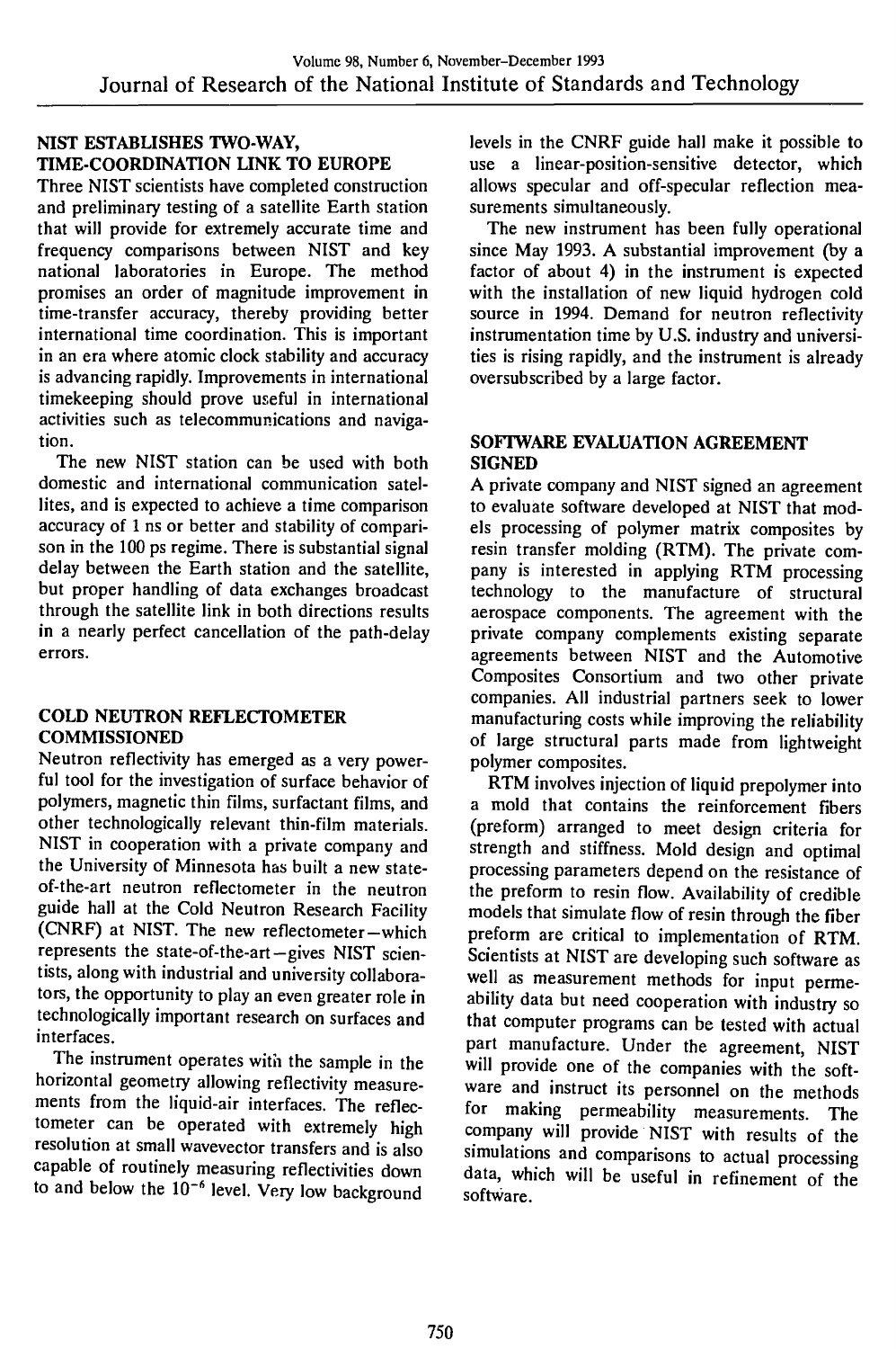## NIST ESTABLISHES TWO-WAY, TIME-COORDINATION LINK TO EUROPE

Three NIST scientists have completed construction and preliminary testing of a satellite Earth station that will provide for extremely accurate time and frequency comparisons between NIST and key national laboratories in Europe. The method promises an order of magnitude improvement in time-transfer accuracy, thereby providing better international time coordination. This is important in an era where atomic clock stability and accuracy is advancing rapidly. Improvements in international timekeeping should prove useful in international activities such as telecommunications and navigation.

The new NIST station can be used with both domestic and international communication satellites, and is expected to achieve a time comparison accuracy of 1 ns or better and stability of comparison in the 100 ps regime. There is substantial signal delay between the Earth station and the satellite, but proper handling of data exchanges broadcast through the satellite link in both directions results in a nearly perfect cancellation of the path-delay errors.

## COLD NEUTRON REFLECTOMETER COMMISSIONED

Neutron reflectivity has emerged as a very powerful tool for the investigation of surface behavior of polymers, magnetic thin films, surfactant films, and other technologically relevant thin-film materials. NIST in cooperation with a private company and the University of Minnesota has built a new state-of-the-art neutron reflectometer in the neutron guide hall at the Cold Neutron Research Facility (CNRF) at NIST. The new reflectometer—which represents the state-of-the-art—gives NIST scientists, along with industrial and university collaborators, the opportunity to play an even greater role in technologically important research on surfaces and interfaces.

The instrument operates with the sample in the horizontal geometry allowing reflectivity measurements from the liquid-air interfaces. The reflectometer can be operated with extremely high resolution at small wavevector transfers and is also capable of routinely measuring reflectivities down to and below the $10^{-6}$ level. Very low background levels in the CNRF guide hall make it possible to use a linear-position-sensitive detector, which allows specular and off-specular reflection measurements simultaneously.

The new instrument has been fully operational since May 1993. A substantial improvement (by a factor of about 4) in the instrument is expected with the installation of new liquid hydrogen cold source in 1994. Demand for neutron reflectivity instrumentation time by U.S. industry and universities is rising rapidly, and the instrument is already oversubscribed by a large factor.

## SOFTWARE EVALUATION AGREEMENT SIGNED

A private company and NIST signed an agreement to evaluate software developed at NIST that models processing of polymer matrix composites by resin transfer molding (RTM). The private company is interested in applying RTM processing technology to the manufacture of structural aerospace components. The agreement with the private company complements existing separate agreements between NIST and the Automotive Composites Consortium and two other private companies. All industrial partners seek to lower manufacturing costs while improving the reliability of large structural parts made from lightweight polymer composites.

RTM involves injection of liquid prepolymer into a mold that contains the reinforcement fibers (preform) arranged to meet design criteria for strength and stiffness. Mold design and optimal processing parameters depend on the resistance of the preform to resin flow. Availability of credible models that simulate flow of resin through the fiber preform are critical to implementation of RTM. Scientists at NIST are developing such software as well as measurement methods for input permeability data but need cooperation with industry so that computer programs can be tested with actual part manufacture. Under the agreement, NIST will provide one of the companies with the software and instruct its personnel on the methods for making permeability measurements. The company will provide NIST with results of the simulations and comparisons to actual processing data, which will be useful in refinement of the software.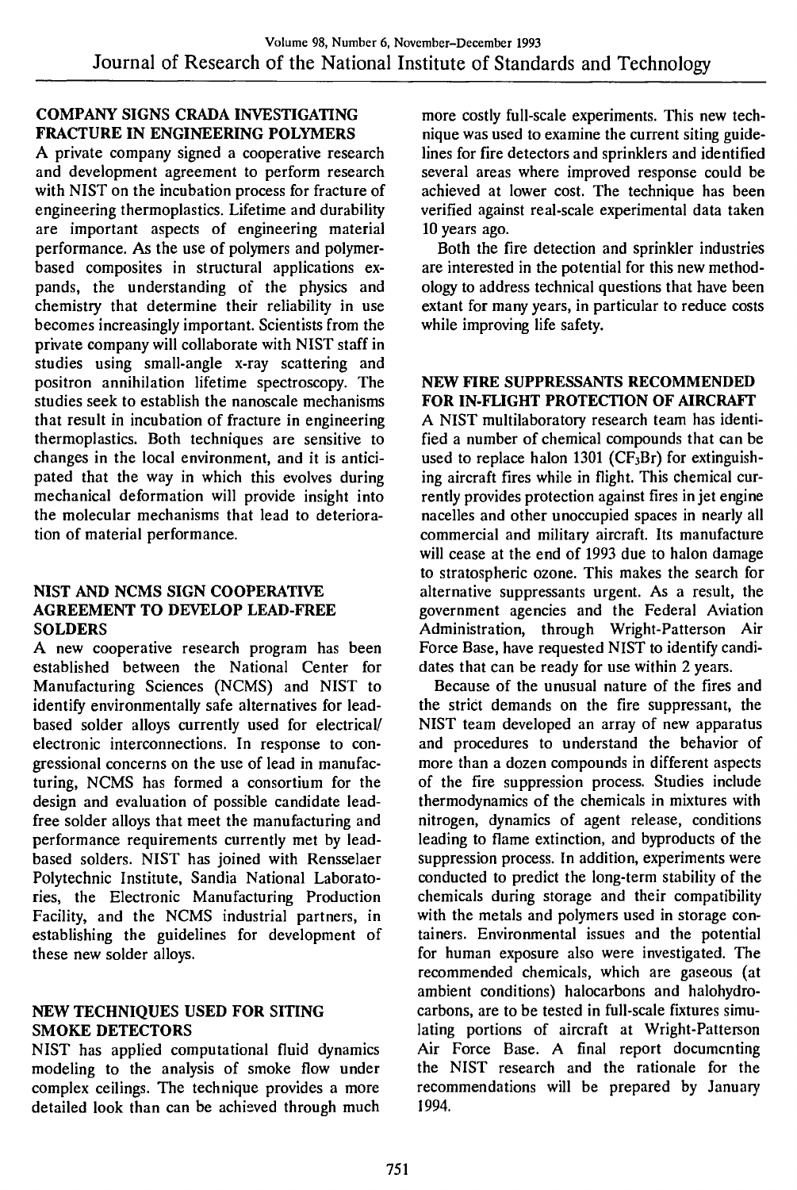## COMPANY SIGNS CRADA INVESTIGATING FRACTURE IN ENGINEERING POLYMERS

A private company signed a cooperative research and development agreement to perform research with NIST on the incubation process for fracture of engineering thermoplastics. Lifetime and durability are important aspects of engineering material performance. As the use of polymers and polymer-based composites in structural applications expands, the understanding of the physics and chemistry that determine their reliability in use becomes increasingly important. Scientists from the private company will collaborate with NIST staff in studies using small-angle x-ray scattering and positron annihilation lifetime spectroscopy. The studies seek to establish the nanoscale mechanisms that result in incubation of fracture in engineering thermoplastics. Both techniques are sensitive to changes in the local environment, and it is anticipated that the way in which this evolves during mechanical deformation will provide insight into the molecular mechanisms that lead to deterioration of material performance.

## NIST AND NCMS SIGN COOPERATIVE AGREEMENT TO DEVELOP LEAD-FREE SOLDERS

A new cooperative research program has been established between the National Center for Manufacturing Sciences (NCMS) and NIST to identify environmentally safe alternatives for lead-based solder alloys currently used for electrical/electronic interconnections. In response to congressional concerns on the use of lead in manufacturing, NCMS has formed a consortium for the design and evaluation of possible candidate lead-free solder alloys that meet the manufacturing and performance requirements currently met by lead-based solders. NIST has joined with Rensselaer Polytechnic Institute, Sandia National Laboratories, the Electronic Manufacturing Production Facility, and the NCMS industrial partners, in establishing the guidelines for development of these new solder alloys.

## NEW TECHNIQUES USED FOR SITING SMOKE DETECTORS

NIST has applied computational fluid dynamics modeling to the analysis of smoke flow under complex ceilings. The technique provides a more detailed look than can be achieved through much more costly full-scale experiments. This new technique was used to examine the current siting guidelines for fire detectors and sprinklers and identified several areas where improved response could be achieved at lower cost. The technique has been verified against real-scale experimental data taken 10 years ago.

Both the fire detection and sprinkler industries are interested in the potential for this new methodology to address technical questions that have been extant for many years, in particular to reduce costs while improving life safety.

## NEW FIRE SUPPRESSANTS RECOMMENDED FOR IN-FLIGHT PROTECTION OF AIRCRAFT

A NIST multilaboratory research team has identified a number of chemical compounds that can be used to replace halon 1301 ($CF_3Br$) for extinguishing aircraft fires while in flight. This chemical currently provides protection against fires in jet engine nacelles and other unoccupied spaces in nearly all commercial and military aircraft. Its manufacture will cease at the end of 1993 due to halon damage to stratospheric ozone. This makes the search for alternative suppressants urgent. As a result, the government agencies and the Federal Aviation Administration, through Wright-Patterson Air Force Base, have requested NIST to identify candidates that can be ready for use within 2 years.

Because of the unusual nature of the fires and the strict demands on the fire suppressant, the NIST team developed an array of new apparatus and procedures to understand the behavior of more than a dozen compounds in different aspects of the fire suppression process. Studies include thermodynamics of the chemicals in mixtures with nitrogen, dynamics of agent release, conditions leading to flame extinction, and byproducts of the suppression process. In addition, experiments were conducted to predict the long-term stability of the chemicals during storage and their compatibility with the metals and polymers used in storage containers. Environmental issues and the potential for human exposure also were investigated. The recommended chemicals, which are gaseous (at ambient conditions) halocarbons and halohydrocarbons, are to be tested in full-scale fixtures simulating portions of aircraft at Wright-Patterson Air Force Base. A final report documenting the NIST research and the rationale for the recommendations will be prepared by January 1994.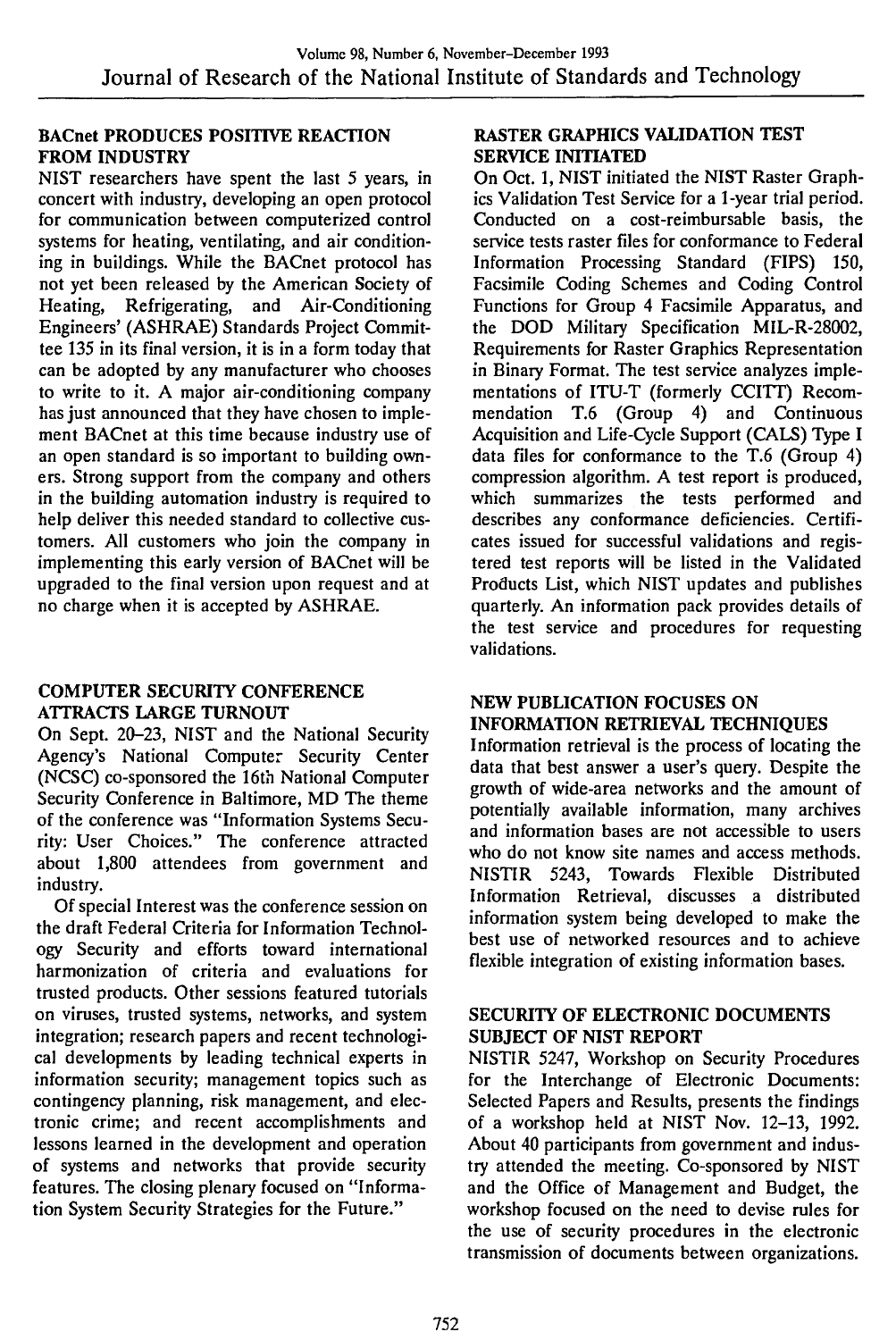### BACnet PRODUCES POSITIVE REACTION FROM INDUSTRY

NIST researchers have spent the last 5 years, in concert with industry, developing an open protocol for communication between computerized control systems for heating, ventilating, and air conditioning in buildings. While the BACnet protocol has not yet been released by the American Society of Heating, Refrigerating, and Air-Conditioning Engineers' (ASHRAE) Standards Project Committee 135 in its final version, it is in a form today that can be adopted by any manufacturer who chooses to write to it. A major air-conditioning company has just announced that they have chosen to implement BACnet at this time because industry use of an open standard is so important to building owners. Strong support from the company and others in the building automation industry is required to help deliver this needed standard to collective customers. All customers who join the company in implementing this early version of BACnet will be upgraded to the final version upon request and at no charge when it is accepted by ASHRAE.

### COMPUTER SECURITY CONFERENCE ATTRACTS LARGE TURNOUT

On Sept. 20–23, NIST and the National Security Agency's National Computer Security Center (NCSC) co-sponsored the 16th National Computer Security Conference in Baltimore, MD The theme of the conference was "Information Systems Security: User Choices." The conference attracted about 1,800 attendees from government and industry.

Of special Interest was the conference session on the draft Federal Criteria for Information Technology Security and efforts toward international harmonization of criteria and evaluations for trusted products. Other sessions featured tutorials on viruses, trusted systems, networks, and system integration; research papers and recent technological developments by leading technical experts in information security; management topics such as contingency planning, risk management, and electronic crime; and recent accomplishments and lessons learned in the development and operation of systems and networks that provide security features. The closing plenary focused on "Information System Security Strategies for the Future."

### RASTER GRAPHICS VALIDATION TEST SERVICE INITIATED

On Oct. 1, NIST initiated the NIST Raster Graphics Validation Test Service for a 1-year trial period. Conducted on a cost-reimbursable basis, the service tests raster files for conformance to Federal Information Processing Standard (FIPS) 150, Facsimile Coding Schemes and Coding Control Functions for Group 4 Facsimile Apparatus, and the DOD Military Specification MIL-R-28002, Requirements for Raster Graphics Representation in Binary Format. The test service analyzes implementations of ITU-T (formerly CCITT) Recommendation T.6 (Group 4) and Continuous Acquisition and Life-Cycle Support (CALS) Type I data files for conformance to the T.6 (Group 4) compression algorithm. A test report is produced, which summarizes the tests performed and describes any conformance deficiencies. Certificates issued for successful validations and registered test reports will be listed in the Validated Products List, which NIST updates and publishes quarterly. An information pack provides details of the test service and procedures for requesting validations.

### NEW PUBLICATION FOCUSES ON INFORMATION RETRIEVAL TECHNIQUES

Information retrieval is the process of locating the data that best answer a user's query. Despite the growth of wide-area networks and the amount of potentially available information, many archives and information bases are not accessible to users who do not know site names and access methods. NISTIR 5243, Towards Flexible Distributed Information Retrieval, discusses a distributed information system being developed to make the best use of networked resources and to achieve flexible integration of existing information bases.

### SECURITY OF ELECTRONIC DOCUMENTS SUBJECT OF NIST REPORT

NISTIR 5247, Workshop on Security Procedures for the Interchange of Electronic Documents: Selected Papers and Results, presents the findings of a workshop held at NIST Nov. 12–13, 1992. About 40 participants from government and industry attended the meeting. Co-sponsored by NIST and the Office of Management and Budget, the workshop focused on the need to devise rules for the use of security procedures in the electronic transmission of documents between organizations.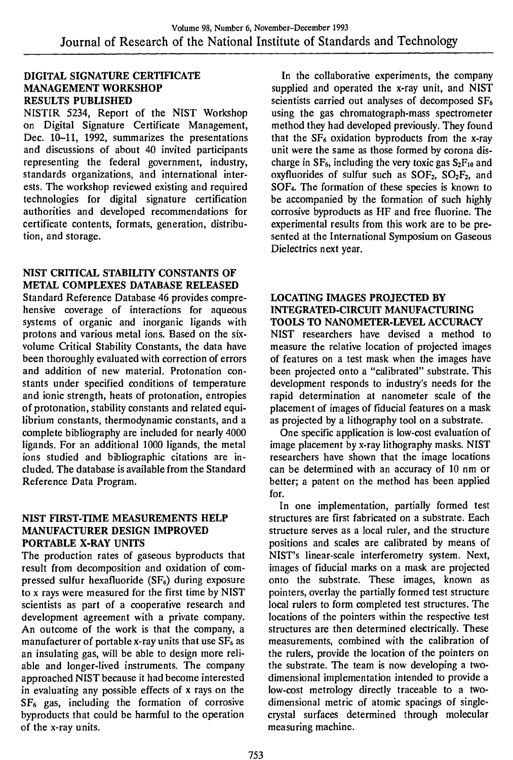## DIGITAL SIGNATURE CERTIFICATE MANAGEMENT WORKSHOP RESULTS PUBLISHED

NISTIR 5234, Report of the NIST Workshop on Digital Signature Certificate Management, Dec. 10–11, 1992, summarizes the presentations and discussions of about 40 invited participants representing the federal government, industry, standards organizations, and international interests. The workshop reviewed existing and required technologies for digital signature certification authorities and developed recommendations for certificate contents, formats, generation, distribution, and storage.

## NIST CRITICAL STABILITY CONSTANTS OF METAL COMPLEXES DATABASE RELEASED

Standard Reference Database 46 provides comprehensive coverage of interactions for aqueous systems of organic and inorganic ligands with protons and various metal ions. Based on the six-volume Critical Stability Constants, the data have been thoroughly evaluated with correction of errors and addition of new material. Protonation constants under specified conditions of temperature and ionic strength, heats of protonation, entropies of protonation, stability constants and related equilibrium constants, thermodynamic constants, and a complete bibliography are included for nearly 4000 ligands. For an additional 1000 ligands, the metal ions studied and bibliographic citations are included. The database is available from the Standard Reference Data Program.

## NIST FIRST-TIME MEASUREMENTS HELP MANUFACTURER DESIGN IMPROVED PORTABLE X-RAY UNITS

The production rates of gaseous byproducts that result from decomposition and oxidation of compressed sulfur hexafluoride ($SF_6$) during exposure to x rays were measured for the first time by NIST scientists as part of a cooperative research and development agreement with a private company. An outcome of the work is that the company, a manufacturer of portable x-ray units that use $SF_6$ as an insulating gas, will be able to design more reliable and longer-lived instruments. The company approached NIST because it had become interested in evaluating any possible effects of x rays on the $SF_6$ gas, including the formation of corrosive byproducts that could be harmful to the operation of the x-ray units.

In the collaborative experiments, the company supplied and operated the x-ray unit, and NIST scientists carried out analyses of decomposed $SF_6$ using the gas chromatograph-mass spectrometer method they had developed previously. They found that the $SF_6$ oxidation byproducts from the x-ray unit were the same as those formed by corona discharge in $SF_6$, including the very toxic gas $S_2F_{10}$ and oxyfluorides of sulfur such as $SOF_2$, $SO_2F_2$, and $SOF_4$. The formation of these species is known to be accompanied by the formation of such highly corrosive byproducts as HF and free fluorine. The experimental results from this work are to be presented at the International Symposium on Gaseous Dielectrics next year.

## LOCATING IMAGES PROJECTED BY INTEGRATED-CIRCUIT MANUFACTURING TOOLS TO NANOMETER-LEVEL ACCURACY

NIST researchers have devised a method to measure the relative location of projected images of features on a test mask when the images have been projected onto a "calibrated" substrate. This development responds to industry's needs for the rapid determination at nanometer scale of the placement of images of fiducial features on a mask as projected by a lithography tool on a substrate.

One specific application is low-cost evaluation of image placement by x-ray lithography masks. NIST researchers have shown that the image locations can be determined with an accuracy of 10 nm or better; a patent on the method has been applied for.

In one implementation, partially formed test structures are first fabricated on a substrate. Each structure serves as a local ruler, and the structure positions and scales are calibrated by means of NIST's linear-scale interferometry system. Next, images of fiducial marks on a mask are projected onto the substrate. These images, known as pointers, overlay the partially formed test structure local rulers to form completed test structures. The locations of the pointers within the respective test structures are then determined electrically. These measurements, combined with the calibration of the rulers, provide the location of the pointers on the substrate. The team is now developing a two-dimensional implementation intended to provide a low-cost metrology directly traceable to a two-dimensional metric of atomic spacings of single-crystal surfaces determined through molecular measuring machine.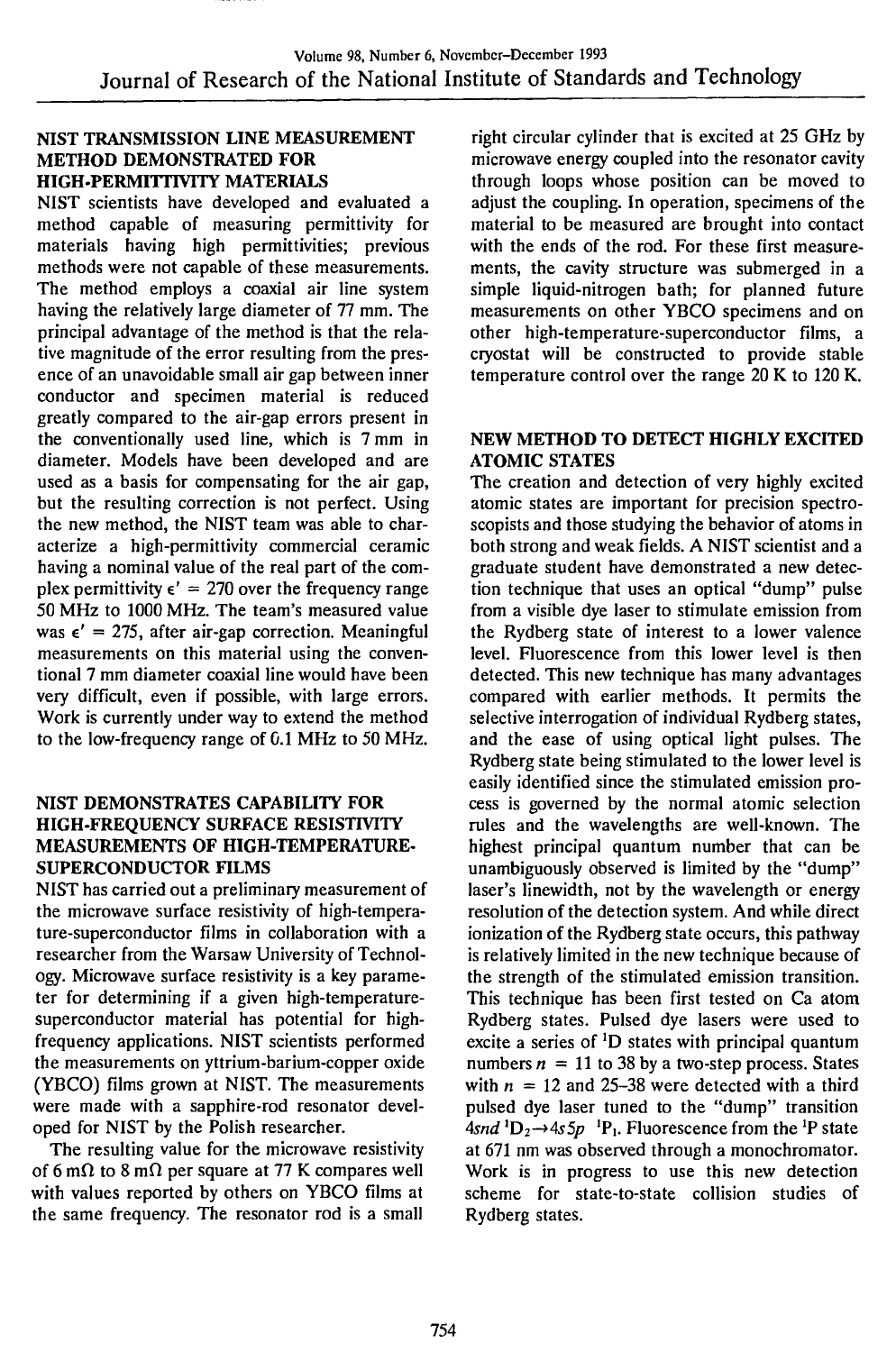### NIST TRANSMISSION LINE MEASUREMENT METHOD DEMONSTRATED FOR HIGH-PERMITTIVITY MATERIALS

NIST scientists have developed and evaluated a method capable of measuring permittivity for materials having high permittivities; previous methods were not capable of these measurements. The method employs a coaxial air line system having the relatively large diameter of 77 mm. The principal advantage of the method is that the relative magnitude of the error resulting from the presence of an unavoidable small air gap between inner conductor and specimen material is reduced greatly compared to the air-gap errors present in the conventionally used line, which is 7 mm in diameter. Models have been developed and are used as a basis for compensating for the air gap, but the resulting correction is not perfect. Using the new method, the NIST team was able to characterize a high-permittivity commercial ceramic having a nominal value of the real part of the complex permittivity $\epsilon' = 270$ over the frequency range 50 MHz to 1000 MHz. The team's measured value was $\epsilon' = 275$, after air-gap correction. Meaningful measurements on this material using the conventional 7 mm diameter coaxial line would have been very difficult, even if possible, with large errors. Work is currently under way to extend the method to the low-frequency range of 0.1 MHz to 50 MHz.

### NIST DEMONSTRATES CAPABILITY FOR HIGH-FREQUENCY SURFACE RESISTIVITY MEASUREMENTS OF HIGH-TEMPERATURE-SUPERCONDUCTOR FILMS

NIST has carried out a preliminary measurement of the microwave surface resistivity of high-temperature-superconductor films in collaboration with a researcher from the Warsaw University of Technology. Microwave surface resistivity is a key parameter for determining if a given high-temperature-superconductor material has potential for high-frequency applications. NIST scientists performed the measurements on yttrium-barium-copper oxide (YBCO) films grown at NIST. The measurements were made with a sapphire-rod resonator developed for NIST by the Polish researcher.

The resulting value for the microwave resistivity of 6 mΩ to 8 mΩ per square at 77 K compares well with values reported by others on YBCO films at the same frequency. The resonator rod is a small right circular cylinder that is excited at 25 GHz by microwave energy coupled into the resonator cavity through loops whose position can be moved to adjust the coupling. In operation, specimens of the material to be measured are brought into contact with the ends of the rod. For these first measurements, the cavity structure was submerged in a simple liquid-nitrogen bath; for planned future measurements on other YBCO specimens and on other high-temperature-superconductor films, a cryostat will be constructed to provide stable temperature control over the range 20 K to 120 K.

### NEW METHOD TO DETECT HIGHLY EXCITED ATOMIC STATES

The creation and detection of very highly excited atomic states are important for precision spectroscopists and those studying the behavior of atoms in both strong and weak fields. A NIST scientist and a graduate student have demonstrated a new detection technique that uses an optical "dump" pulse from a visible dye laser to stimulate emission from the Rydberg state of interest to a lower valence level. Fluorescence from this lower level is then detected. This new technique has many advantages compared with earlier methods. It permits the selective interrogation of individual Rydberg states, and the ease of using optical light pulses. The Rydberg state being stimulated to the lower level is easily identified since the stimulated emission process is governed by the normal atomic selection rules and the wavelengths are well-known. The highest principal quantum number that can be unambiguously observed is limited by the "dump" laser's linewidth, not by the wavelength or energy resolution of the detection system. And while direct ionization of the Rydberg state occurs, this pathway is relatively limited in the new technique because of the strength of the stimulated emission transition. This technique has been first tested on Ca atom Rydberg states. Pulsed dye lasers were used to excite a series of $^1D$ states with principal quantum numbers $n = 11$ to 38 by a two-step process. States with $n = 12$ and 25–38 were detected with a third pulsed dye laser tuned to the "dump" transition $4snd\ ^1D_2 \rightarrow 4s5p\ ^1P_1$. Fluorescence from the $^1P$ state at 671 nm was observed through a monochromator. Work is in progress to use this new detection scheme for state-to-state collision studies of Rydberg states.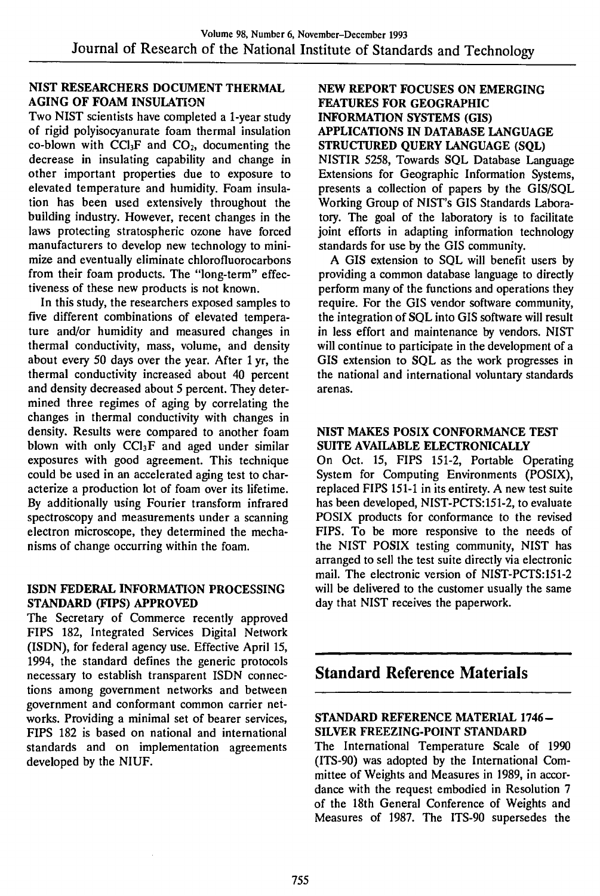### NIST RESEARCHERS DOCUMENT THERMAL AGING OF FOAM INSULATION

Two NIST scientists have completed a 1-year study of rigid polyisocyanurate foam thermal insulation co-blown with $CCl_3F$ and $CO_2$, documenting the decrease in insulating capability and change in other important properties due to exposure to elevated temperature and humidity. Foam insulation has been used extensively throughout the building industry. However, recent changes in the laws protecting stratospheric ozone have forced manufacturers to develop new technology to minimize and eventually eliminate chlorofluorocarbons from their foam products. The "long-term" effectiveness of these new products is not known.

In this study, the researchers exposed samples to five different combinations of elevated temperature and/or humidity and measured changes in thermal conductivity, mass, volume, and density about every 50 days over the year. After 1 yr, the thermal conductivity increased about 40 percent and density decreased about 5 percent. They determined three regimes of aging by correlating the changes in thermal conductivity with changes in density. Results were compared to another foam blown with only $CCl_3F$ and aged under similar exposures with good agreement. This technique could be used in an accelerated aging test to characterize a production lot of foam over its lifetime. By additionally using Fourier transform infrared spectroscopy and measurements under a scanning electron microscope, they determined the mechanisms of change occurring within the foam.

### ISDN FEDERAL INFORMATION PROCESSING STANDARD (FIPS) APPROVED

The Secretary of Commerce recently approved FIPS 182, Integrated Services Digital Network (ISDN), for federal agency use. Effective April 15, 1994, the standard defines the generic protocols necessary to establish transparent ISDN connections among government networks and between government and conformant common carrier networks. Providing a minimal set of bearer services, FIPS 182 is based on national and international standards and on implementation agreements developed by the NIUF.

### NEW REPORT FOCUSES ON EMERGING FEATURES FOR GEOGRAPHIC INFORMATION SYSTEMS (GIS) APPLICATIONS IN DATABASE LANGUAGE STRUCTURED QUERY LANGUAGE (SQL)

NISTIR 5258, Towards SQL Database Language Extensions for Geographic Information Systems, presents a collection of papers by the GIS/SQL Working Group of NIST's GIS Standards Laboratory. The goal of the laboratory is to facilitate joint efforts in adapting information technology standards for use by the GIS community.

A GIS extension to SQL will benefit users by providing a common database language to directly perform many of the functions and operations they require. For the GIS vendor software community, the integration of SQL into GIS software will result in less effort and maintenance by vendors. NIST will continue to participate in the development of a GIS extension to SQL as the work progresses in the national and international voluntary standards arenas.

### NIST MAKES POSIX CONFORMANCE TEST SUITE AVAILABLE ELECTRONICALLY

On Oct. 15, FIPS 151-2, Portable Operating System for Computing Environments (POSIX), replaced FIPS 151-1 in its entirety. A new test suite has been developed, NIST-PCTS:151-2, to evaluate POSIX products for conformance to the revised FIPS. To be more responsive to the needs of the NIST POSIX testing community, NIST has arranged to sell the test suite directly via electronic mail. The electronic version of NIST-PCTS:151-2 will be delivered to the customer usually the same day that NIST receives the paperwork.

## Standard Reference Materials

### STANDARD REFERENCE MATERIAL 1746–SILVER FREEZING-POINT STANDARD

The International Temperature Scale of 1990 (ITS-90) was adopted by the International Committee of Weights and Measures in 1989, in accordance with the request embodied in Resolution 7 of the 18th General Conference of Weights and Measures of 1987. The ITS-90 supersedes the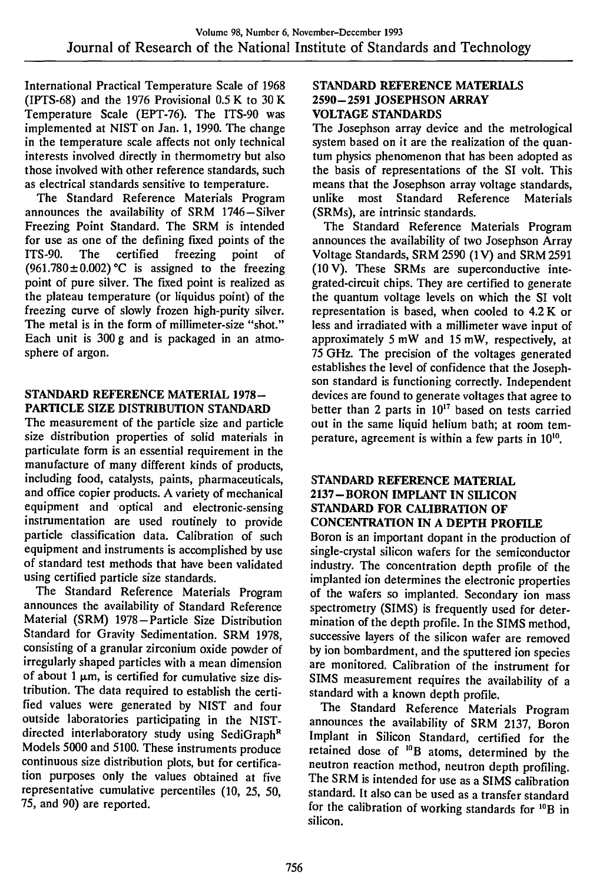International Practical Temperature Scale of 1968 (IPTS-68) and the 1976 Provisional 0.5 K to 30 K Temperature Scale (EPT-76). The ITS-90 was implemented at NIST on Jan. 1, 1990. The change in the temperature scale affects not only technical interests involved directly in thermometry but also those involved with other reference standards, such as electrical standards sensitive to temperature.

The Standard Reference Materials Program announces the availability of SRM 1746—Silver Freezing Point Standard. The SRM is intended for use as one of the defining fixed points of the ITS-90. The certified freezing point of $(961.780 \pm 0.002)$ °C is assigned to the freezing point of pure silver. The fixed point is realized as the plateau temperature (or liquidus point) of the freezing curve of slowly frozen high-purity silver. The metal is in the form of millimeter-size "shot." Each unit is 300 g and is packaged in an atmosphere of argon.

## STANDARD REFERENCE MATERIAL 1978—PARTICLE SIZE DISTRIBUTION STANDARD

The measurement of the particle size and particle size distribution properties of solid materials in particulate form is an essential requirement in the manufacture of many different kinds of products, including food, catalysts, paints, pharmaceuticals, and office copier products. A variety of mechanical equipment and optical and electronic-sensing instrumentation are used routinely to provide particle classification data. Calibration of such equipment and instruments is accomplished by use of standard test methods that have been validated using certified particle size standards.

The Standard Reference Materials Program announces the availability of Standard Reference Material (SRM) 1978—Particle Size Distribution Standard for Gravity Sedimentation. SRM 1978, consisting of a granular zirconium oxide powder of irregularly shaped particles with a mean dimension of about 1 μm, is certified for cumulative size distribution. The data required to establish the certified values were generated by NIST and four outside laboratories participating in the NIST-directed interlaboratory study using SediGraph[R] Models 5000 and 5100. These instruments produce continuous size distribution plots, but for certification purposes only the values obtained at five representative cumulative percentiles (10, 25, 50, 75, and 90) are reported.

## STANDARD REFERENCE MATERIALS 2590–2591 JOSEPHSON ARRAY VOLTAGE STANDARDS

The Josephson array device and the metrological system based on it are the realization of the quantum physics phenomenon that has been adopted as the basis of representations of the SI volt. This means that the Josephson array voltage standards, unlike most Standard Reference Materials (SRMs), are intrinsic standards.

The Standard Reference Materials Program announces the availability of two Josephson Array Voltage Standards, SRM 2590 (1 V) and SRM 2591 (10 V). These SRMs are superconductive integrated-circuit chips. They are certified to generate the quantum voltage levels on which the SI volt representation is based, when cooled to 4.2 K or less and irradiated with a millimeter wave input of approximately 5 mW and 15 mW, respectively, at 75 GHz. The precision of the voltages generated establishes the level of confidence that the Josephson standard is functioning correctly. Independent devices are found to generate voltages that agree to better than 2 parts in $10^{17}$ based on tests carried out in the same liquid helium bath; at room temperature, agreement is within a few parts in $10^{10}$.

## STANDARD REFERENCE MATERIAL 2137—BORON IMPLANT IN SILICON STANDARD FOR CALIBRATION OF CONCENTRATION IN A DEPTH PROFILE

Boron is an important dopant in the production of single-crystal silicon wafers for the semiconductor industry. The concentration depth profile of the implanted ion determines the electronic properties of the wafers so implanted. Secondary ion mass spectrometry (SIMS) is frequently used for determination of the depth profile. In the SIMS method, successive layers of the silicon wafer are removed by ion bombardment, and the sputtered ion species are monitored. Calibration of the instrument for SIMS measurement requires the availability of a standard with a known depth profile.

The Standard Reference Materials Program announces the availability of SRM 2137, Boron Implant in Silicon Standard, certified for the retained dose of $^{10}B$ atoms, determined by the neutron reaction method, neutron depth profiling. The SRM is intended for use as a SIMS calibration standard. It also can be used as a transfer standard for the calibration of working standards for $^{10}B$ in silicon.